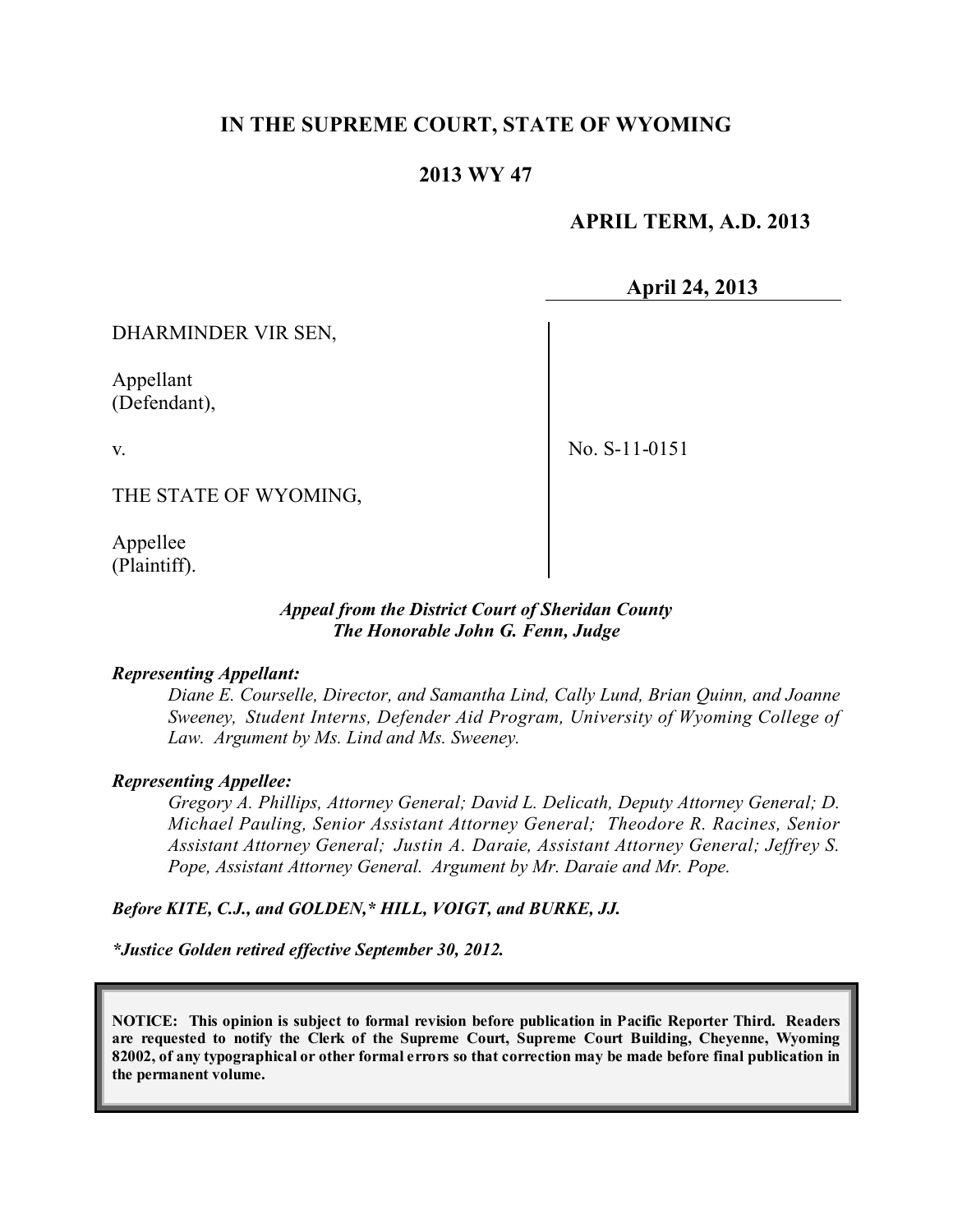# IN THE SUPREME COURT, STATE OF WYOMING

## 2013 WY 47

**APRIL TERM, A.D. 2013**

**April 24, 2013**

DHARMINDER VIR SEN,

Appellant
(Defendant),

v.

THE STATE OF WYOMING,

Appellee
(Plaintiff).

No. S-11-0151

***Appeal from the District Court of Sheridan County***
***The Honorable John G. Fenn, Judge***

***Representing Appellant:***

*Diane E. Courselle, Director, and Samantha Lind, Cally Lund, Brian Quinn, and Joanne Sweeney, Student Interns, Defender Aid Program, University of Wyoming College of Law. Argument by Ms. Lind and Ms. Sweeney.*

***Representing Appellee:***

*Gregory A. Phillips, Attorney General; David L. Delicath, Deputy Attorney General; D. Michael Pauling, Senior Assistant Attorney General; Theodore R. Racines, Senior Assistant Attorney General; Justin A. Daraie, Assistant Attorney General; Jeffrey S. Pope, Assistant Attorney General. Argument by Mr. Daraie and Mr. Pope.*

***Before KITE, C.J., and GOLDEN,\* HILL, VOIGT, and BURKE, JJ.***

***\*Justice Golden retired effective September 30, 2012.***

**NOTICE: This opinion is subject to formal revision before publication in Pacific Reporter Third. Readers are requested to notify the Clerk of the Supreme Court, Supreme Court Building, Cheyenne, Wyoming 82002, of any typographical or other formal errors so that correction may be made before final publication in the permanent volume.**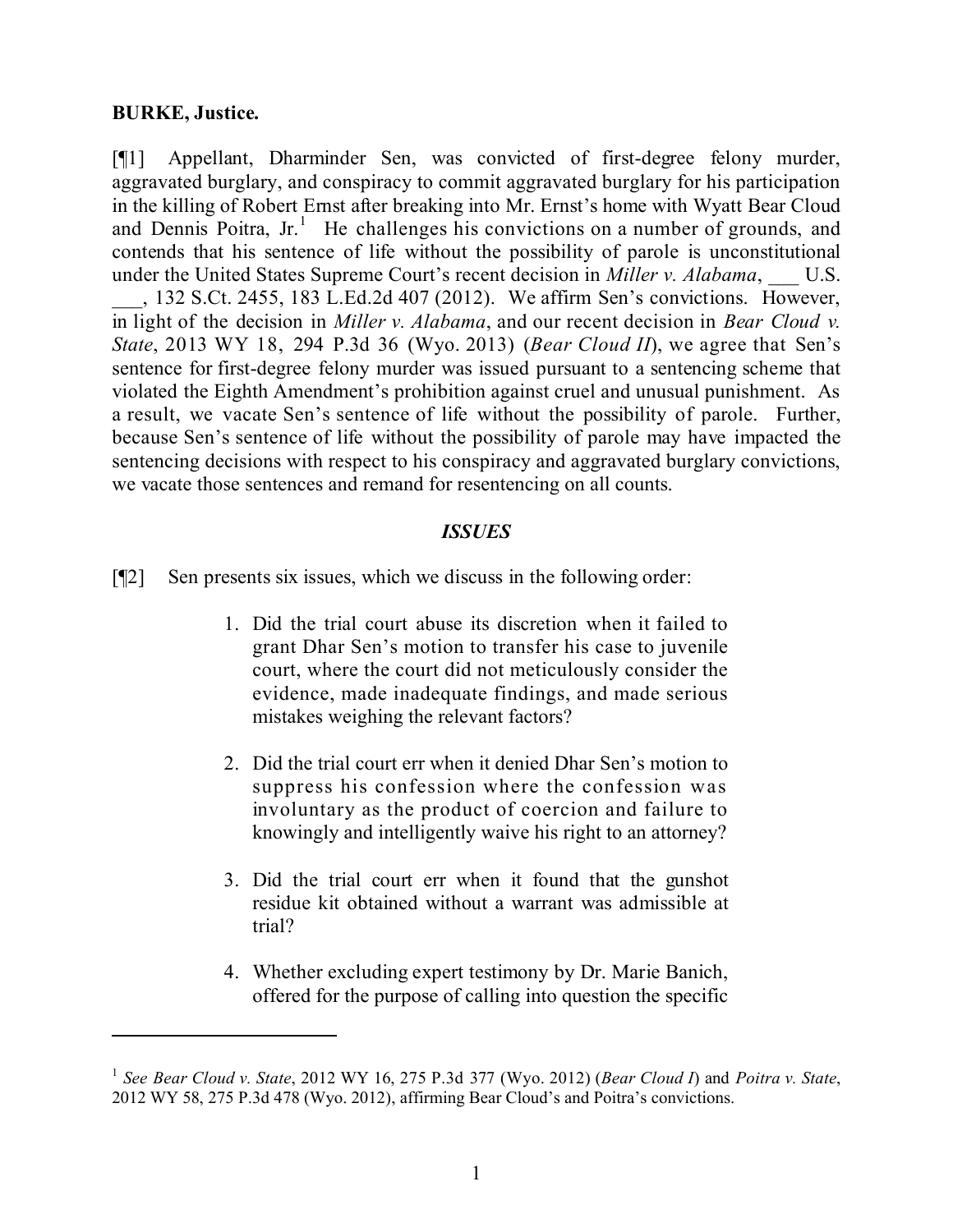**BURKE, Justice.**

[¶1] Appellant, Dharminder Sen, was convicted of first-degree felony murder, aggravated burglary, and conspiracy to commit aggravated burglary for his participation in the killing of Robert Ernst after breaking into Mr. Ernst's home with Wyatt Bear Cloud and Dennis Poitra, Jr.[1] He challenges his convictions on a number of grounds, and contends that his sentence of life without the possibility of parole is unconstitutional under the United States Supreme Court's recent decision in *Miller v. Alabama*, ___ U.S. ___, 132 S.Ct. 2455, 183 L.Ed.2d 407 (2012). We affirm Sen's convictions. However, in light of the decision in *Miller v. Alabama*, and our recent decision in *Bear Cloud v. State*, 2013 WY 18, 294 P.3d 36 (Wyo. 2013) (*Bear Cloud II*), we agree that Sen's sentence for first-degree felony murder was issued pursuant to a sentencing scheme that violated the Eighth Amendment's prohibition against cruel and unusual punishment. As a result, we vacate Sen's sentence of life without the possibility of parole. Further, because Sen's sentence of life without the possibility of parole may have impacted the sentencing decisions with respect to his conspiracy and aggravated burglary convictions, we vacate those sentences and remand for resentencing on all counts.

## *ISSUES*

[¶2] Sen presents six issues, which we discuss in the following order:

1. Did the trial court abuse its discretion when it failed to grant Dhar Sen's motion to transfer his case to juvenile court, where the court did not meticulously consider the evidence, made inadequate findings, and made serious mistakes weighing the relevant factors?

2. Did the trial court err when it denied Dhar Sen's motion to suppress his confession where the confession was involuntary as the product of coercion and failure to knowingly and intelligently waive his right to an attorney?

3. Did the trial court err when it found that the gunshot residue kit obtained without a warrant was admissible at trial?

4. Whether excluding expert testimony by Dr. Marie Banich, offered for the purpose of calling into question the specific

[1] *See Bear Cloud v. State*, 2012 WY 16, 275 P.3d 377 (Wyo. 2012) (*Bear Cloud I*) and *Poitra v. State*, 2012 WY 58, 275 P.3d 478 (Wyo. 2012), affirming Bear Cloud's and Poitra's convictions.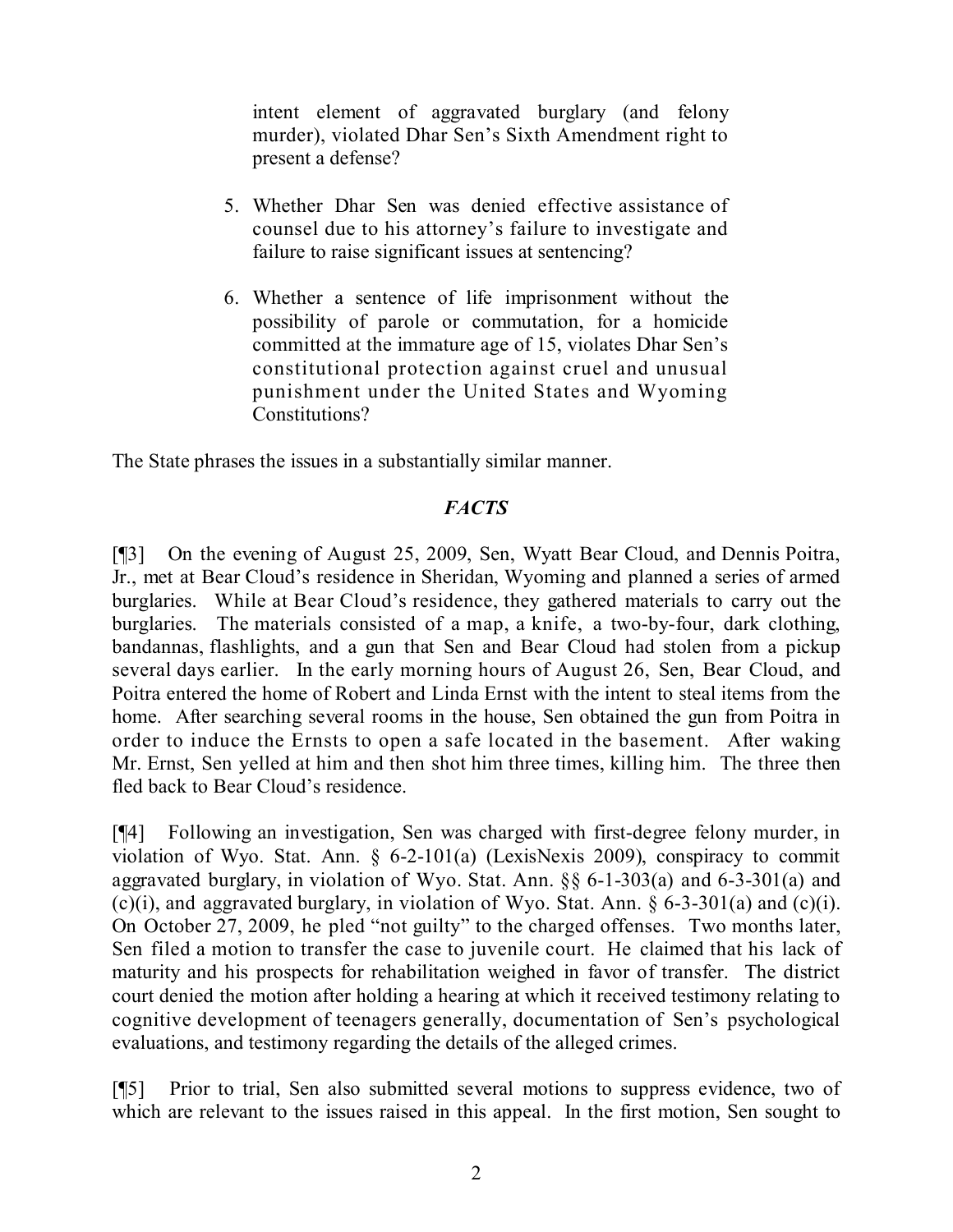intent element of aggravated burglary (and felony murder), violated Dhar Sen's Sixth Amendment right to present a defense?

5. Whether Dhar Sen was denied effective assistance of counsel due to his attorney's failure to investigate and failure to raise significant issues at sentencing?

6. Whether a sentence of life imprisonment without the possibility of parole or commutation, for a homicide committed at the immature age of 15, violates Dhar Sen's constitutional protection against cruel and unusual punishment under the United States and Wyoming Constitutions?

The State phrases the issues in a substantially similar manner.

## *FACTS*

[¶3] On the evening of August 25, 2009, Sen, Wyatt Bear Cloud, and Dennis Poitra, Jr., met at Bear Cloud's residence in Sheridan, Wyoming and planned a series of armed burglaries. While at Bear Cloud's residence, they gathered materials to carry out the burglaries. The materials consisted of a map, a knife, a two-by-four, dark clothing, bandannas, flashlights, and a gun that Sen and Bear Cloud had stolen from a pickup several days earlier. In the early morning hours of August 26, Sen, Bear Cloud, and Poitra entered the home of Robert and Linda Ernst with the intent to steal items from the home. After searching several rooms in the house, Sen obtained the gun from Poitra in order to induce the Ernsts to open a safe located in the basement. After waking Mr. Ernst, Sen yelled at him and then shot him three times, killing him. The three then fled back to Bear Cloud's residence.

[¶4] Following an investigation, Sen was charged with first-degree felony murder, in violation of Wyo. Stat. Ann. § 6-2-101(a) (LexisNexis 2009), conspiracy to commit aggravated burglary, in violation of Wyo. Stat. Ann. §§ 6-1-303(a) and 6-3-301(a) and (c)(i), and aggravated burglary, in violation of Wyo. Stat. Ann. § 6-3-301(a) and (c)(i). On October 27, 2009, he pled "not guilty" to the charged offenses. Two months later, Sen filed a motion to transfer the case to juvenile court. He claimed that his lack of maturity and his prospects for rehabilitation weighed in favor of transfer. The district court denied the motion after holding a hearing at which it received testimony relating to cognitive development of teenagers generally, documentation of Sen's psychological evaluations, and testimony regarding the details of the alleged crimes.

[¶5] Prior to trial, Sen also submitted several motions to suppress evidence, two of which are relevant to the issues raised in this appeal. In the first motion, Sen sought to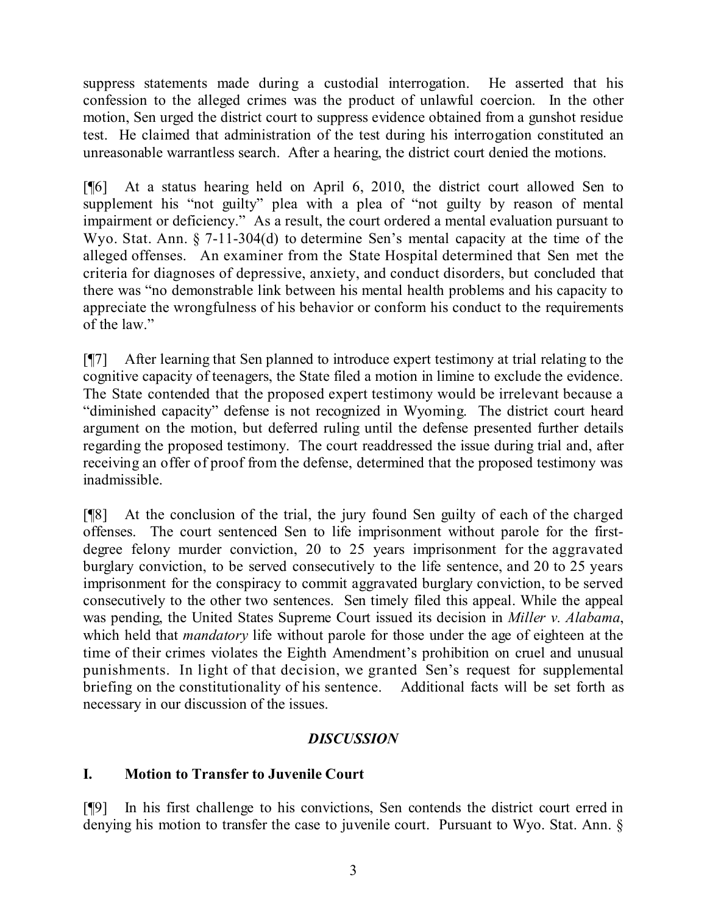suppress statements made during a custodial interrogation. He asserted that his confession to the alleged crimes was the product of unlawful coercion. In the other motion, Sen urged the district court to suppress evidence obtained from a gunshot residue test. He claimed that administration of the test during his interrogation constituted an unreasonable warrantless search. After a hearing, the district court denied the motions.

[¶6] At a status hearing held on April 6, 2010, the district court allowed Sen to supplement his "not guilty" plea with a plea of "not guilty by reason of mental impairment or deficiency." As a result, the court ordered a mental evaluation pursuant to Wyo. Stat. Ann. § 7-11-304(d) to determine Sen's mental capacity at the time of the alleged offenses. An examiner from the State Hospital determined that Sen met the criteria for diagnoses of depressive, anxiety, and conduct disorders, but concluded that there was "no demonstrable link between his mental health problems and his capacity to appreciate the wrongfulness of his behavior or conform his conduct to the requirements of the law."

[¶7] After learning that Sen planned to introduce expert testimony at trial relating to the cognitive capacity of teenagers, the State filed a motion in limine to exclude the evidence. The State contended that the proposed expert testimony would be irrelevant because a "diminished capacity" defense is not recognized in Wyoming. The district court heard argument on the motion, but deferred ruling until the defense presented further details regarding the proposed testimony. The court readdressed the issue during trial and, after receiving an offer of proof from the defense, determined that the proposed testimony was inadmissible.

[¶8] At the conclusion of the trial, the jury found Sen guilty of each of the charged offenses. The court sentenced Sen to life imprisonment without parole for the first-degree felony murder conviction, 20 to 25 years imprisonment for the aggravated burglary conviction, to be served consecutively to the life sentence, and 20 to 25 years imprisonment for the conspiracy to commit aggravated burglary conviction, to be served consecutively to the other two sentences. Sen timely filed this appeal. While the appeal was pending, the United States Supreme Court issued its decision in *Miller v. Alabama*, which held that *mandatory* life without parole for those under the age of eighteen at the time of their crimes violates the Eighth Amendment's prohibition on cruel and unusual punishments. In light of that decision, we granted Sen's request for supplemental briefing on the constitutionality of his sentence. Additional facts will be set forth as necessary in our discussion of the issues.

## *DISCUSSION*

### I. Motion to Transfer to Juvenile Court

[¶9] In his first challenge to his convictions, Sen contends the district court erred in denying his motion to transfer the case to juvenile court. Pursuant to Wyo. Stat. Ann. §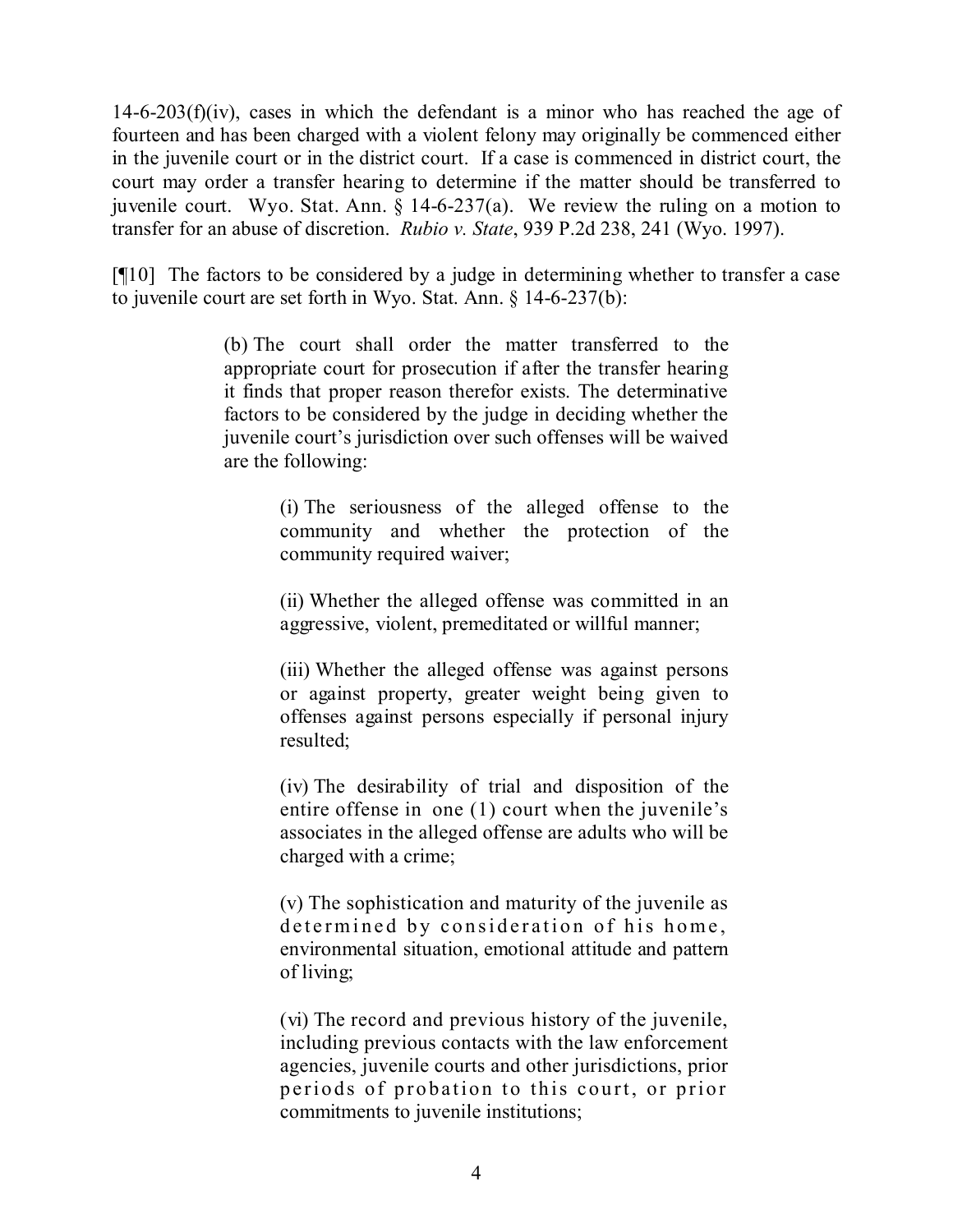14-6-203(f)(iv), cases in which the defendant is a minor who has reached the age of fourteen and has been charged with a violent felony may originally be commenced either in the juvenile court or in the district court. If a case is commenced in district court, the court may order a transfer hearing to determine if the matter should be transferred to juvenile court. Wyo. Stat. Ann. § 14-6-237(a). We review the ruling on a motion to transfer for an abuse of discretion. *Rubio v. State*, 939 P.2d 238, 241 (Wyo. 1997).

[¶10] The factors to be considered by a judge in determining whether to transfer a case to juvenile court are set forth in Wyo. Stat. Ann. § 14-6-237(b):

> (b) The court shall order the matter transferred to the appropriate court for prosecution if after the transfer hearing it finds that proper reason therefor exists. The determinative factors to be considered by the judge in deciding whether the juvenile court's jurisdiction over such offenses will be waived are the following:
>
> > (i) The seriousness of the alleged offense to the community and whether the protection of the community required waiver;
> >
> > (ii) Whether the alleged offense was committed in an aggressive, violent, premeditated or willful manner;
> >
> > (iii) Whether the alleged offense was against persons or against property, greater weight being given to offenses against persons especially if personal injury resulted;
> >
> > (iv) The desirability of trial and disposition of the entire offense in one (1) court when the juvenile's associates in the alleged offense are adults who will be charged with a crime;
> >
> > (v) The sophistication and maturity of the juvenile as determined by consideration of his home, environmental situation, emotional attitude and pattern of living;
> >
> > (vi) The record and previous history of the juvenile, including previous contacts with the law enforcement agencies, juvenile courts and other jurisdictions, prior periods of probation to this court, or prior commitments to juvenile institutions;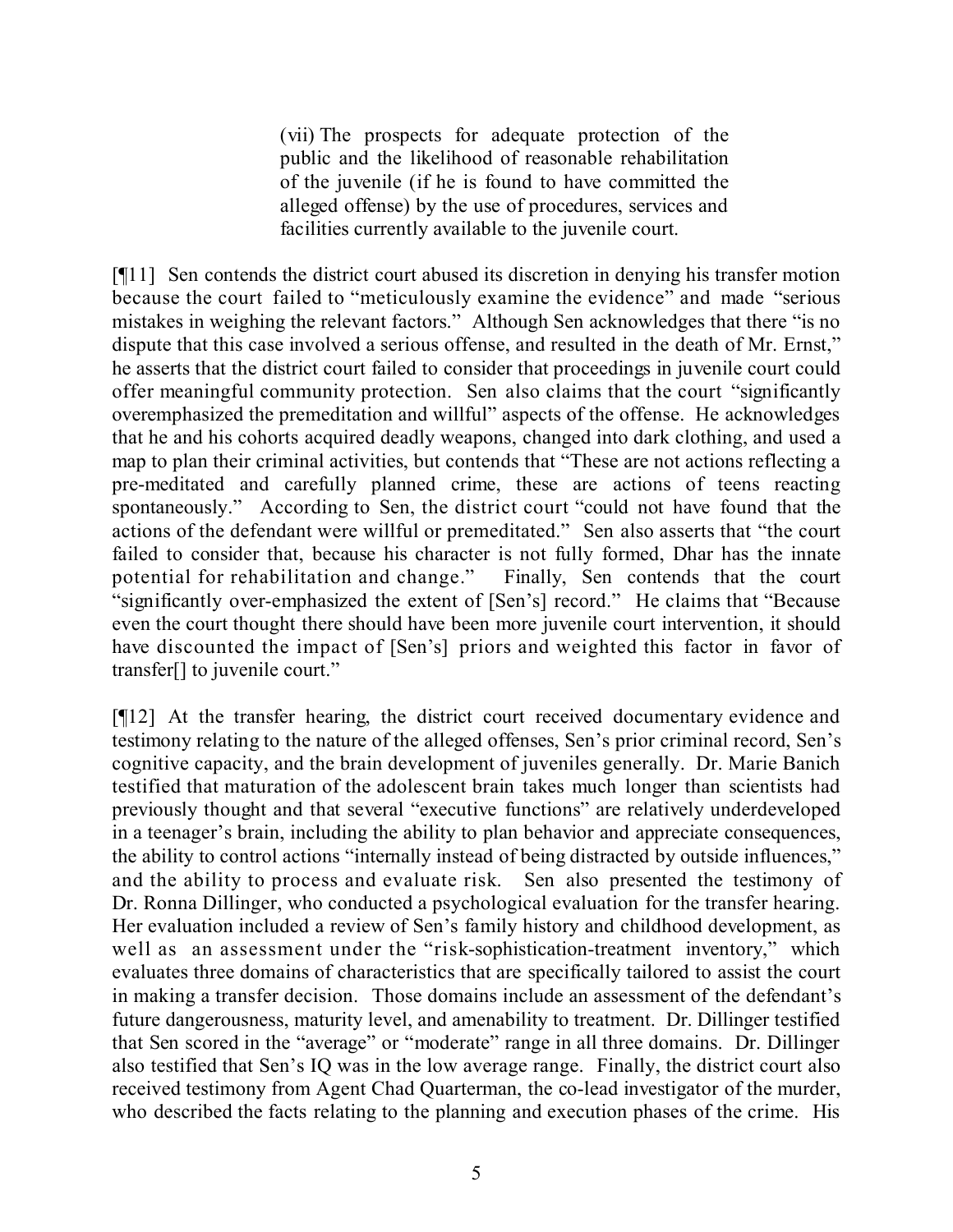> (vii) The prospects for adequate protection of the public and the likelihood of reasonable rehabilitation of the juvenile (if he is found to have committed the alleged offense) by the use of procedures, services and facilities currently available to the juvenile court.

[¶11] Sen contends the district court abused its discretion in denying his transfer motion because the court failed to "meticulously examine the evidence" and made "serious mistakes in weighing the relevant factors." Although Sen acknowledges that there "is no dispute that this case involved a serious offense, and resulted in the death of Mr. Ernst," he asserts that the district court failed to consider that proceedings in juvenile court could offer meaningful community protection. Sen also claims that the court "significantly overemphasized the premeditation and willful" aspects of the offense. He acknowledges that he and his cohorts acquired deadly weapons, changed into dark clothing, and used a map to plan their criminal activities, but contends that "These are not actions reflecting a pre-meditated and carefully planned crime, these are actions of teens reacting spontaneously." According to Sen, the district court "could not have found that the actions of the defendant were willful or premeditated." Sen also asserts that "the court failed to consider that, because his character is not fully formed, Dhar has the innate potential for rehabilitation and change." Finally, Sen contends that the court "significantly over-emphasized the extent of [Sen's] record." He claims that "Because even the court thought there should have been more juvenile court intervention, it should have discounted the impact of [Sen's] priors and weighted this factor in favor of transfer[] to juvenile court."

[¶12] At the transfer hearing, the district court received documentary evidence and testimony relating to the nature of the alleged offenses, Sen's prior criminal record, Sen's cognitive capacity, and the brain development of juveniles generally. Dr. Marie Banich testified that maturation of the adolescent brain takes much longer than scientists had previously thought and that several "executive functions" are relatively underdeveloped in a teenager's brain, including the ability to plan behavior and appreciate consequences, the ability to control actions "internally instead of being distracted by outside influences," and the ability to process and evaluate risk. Sen also presented the testimony of Dr. Ronna Dillinger, who conducted a psychological evaluation for the transfer hearing. Her evaluation included a review of Sen's family history and childhood development, as well as an assessment under the "risk-sophistication-treatment inventory," which evaluates three domains of characteristics that are specifically tailored to assist the court in making a transfer decision. Those domains include an assessment of the defendant's future dangerousness, maturity level, and amenability to treatment. Dr. Dillinger testified that Sen scored in the "average" or "moderate" range in all three domains. Dr. Dillinger also testified that Sen's IQ was in the low average range. Finally, the district court also received testimony from Agent Chad Quarterman, the co-lead investigator of the murder, who described the facts relating to the planning and execution phases of the crime. His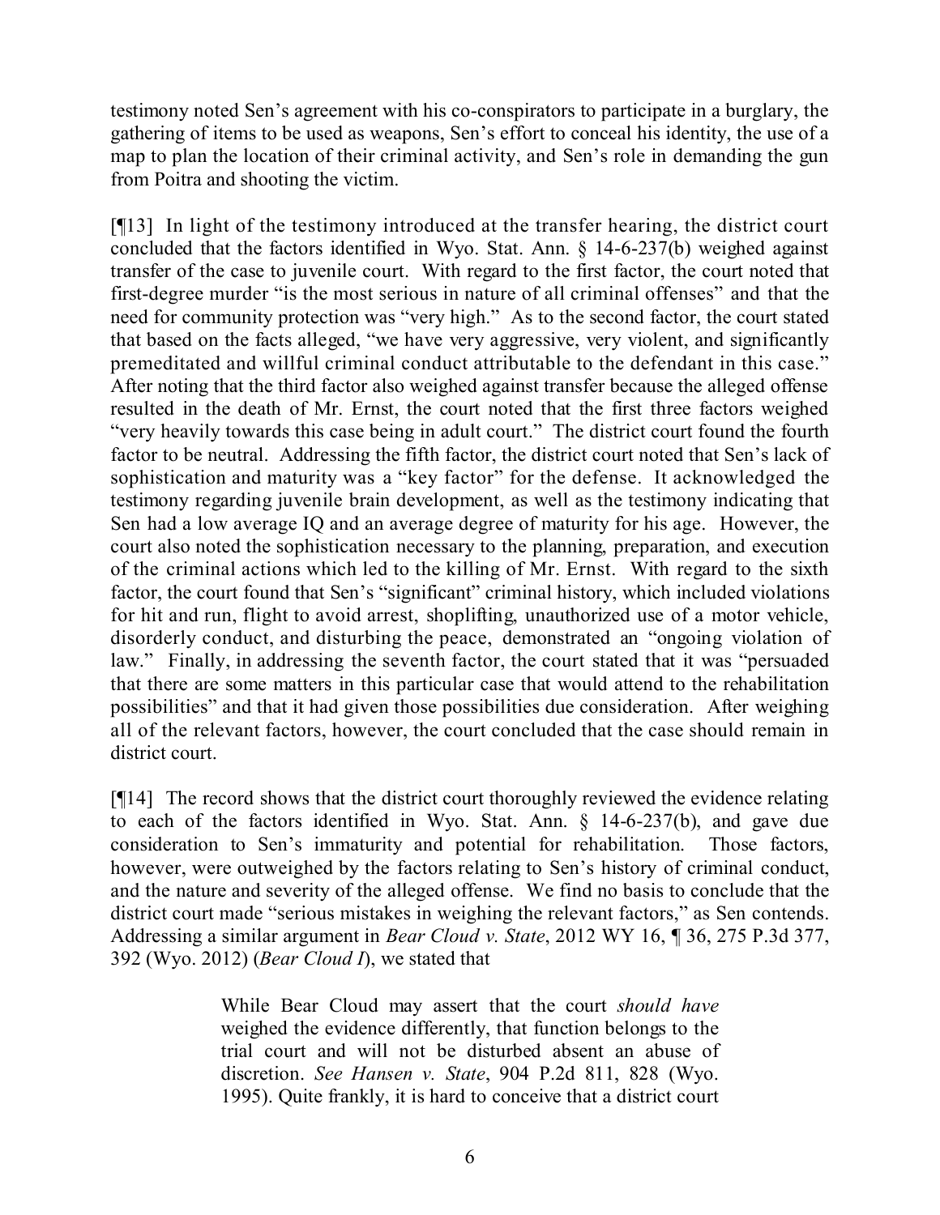testimony noted Sen's agreement with his co-conspirators to participate in a burglary, the gathering of items to be used as weapons, Sen's effort to conceal his identity, the use of a map to plan the location of their criminal activity, and Sen's role in demanding the gun from Poitra and shooting the victim.

[¶13] In light of the testimony introduced at the transfer hearing, the district court concluded that the factors identified in Wyo. Stat. Ann. § 14-6-237(b) weighed against transfer of the case to juvenile court. With regard to the first factor, the court noted that first-degree murder "is the most serious in nature of all criminal offenses" and that the need for community protection was "very high." As to the second factor, the court stated that based on the facts alleged, "we have very aggressive, very violent, and significantly premeditated and willful criminal conduct attributable to the defendant in this case." After noting that the third factor also weighed against transfer because the alleged offense resulted in the death of Mr. Ernst, the court noted that the first three factors weighed "very heavily towards this case being in adult court." The district court found the fourth factor to be neutral. Addressing the fifth factor, the district court noted that Sen's lack of sophistication and maturity was a "key factor" for the defense. It acknowledged the testimony regarding juvenile brain development, as well as the testimony indicating that Sen had a low average IQ and an average degree of maturity for his age. However, the court also noted the sophistication necessary to the planning, preparation, and execution of the criminal actions which led to the killing of Mr. Ernst. With regard to the sixth factor, the court found that Sen's "significant" criminal history, which included violations for hit and run, flight to avoid arrest, shoplifting, unauthorized use of a motor vehicle, disorderly conduct, and disturbing the peace, demonstrated an "ongoing violation of law." Finally, in addressing the seventh factor, the court stated that it was "persuaded that there are some matters in this particular case that would attend to the rehabilitation possibilities" and that it had given those possibilities due consideration. After weighing all of the relevant factors, however, the court concluded that the case should remain in district court.

[¶14] The record shows that the district court thoroughly reviewed the evidence relating to each of the factors identified in Wyo. Stat. Ann. § 14-6-237(b), and gave due consideration to Sen's immaturity and potential for rehabilitation. Those factors, however, were outweighed by the factors relating to Sen's history of criminal conduct, and the nature and severity of the alleged offense. We find no basis to conclude that the district court made "serious mistakes in weighing the relevant factors," as Sen contends. Addressing a similar argument in *Bear Cloud v. State*, 2012 WY 16, ¶ 36, 275 P.3d 377, 392 (Wyo. 2012) (*Bear Cloud I*), we stated that

> While Bear Cloud may assert that the court *should have* weighed the evidence differently, that function belongs to the trial court and will not be disturbed absent an abuse of discretion. *See Hansen v. State*, 904 P.2d 811, 828 (Wyo. 1995). Quite frankly, it is hard to conceive that a district court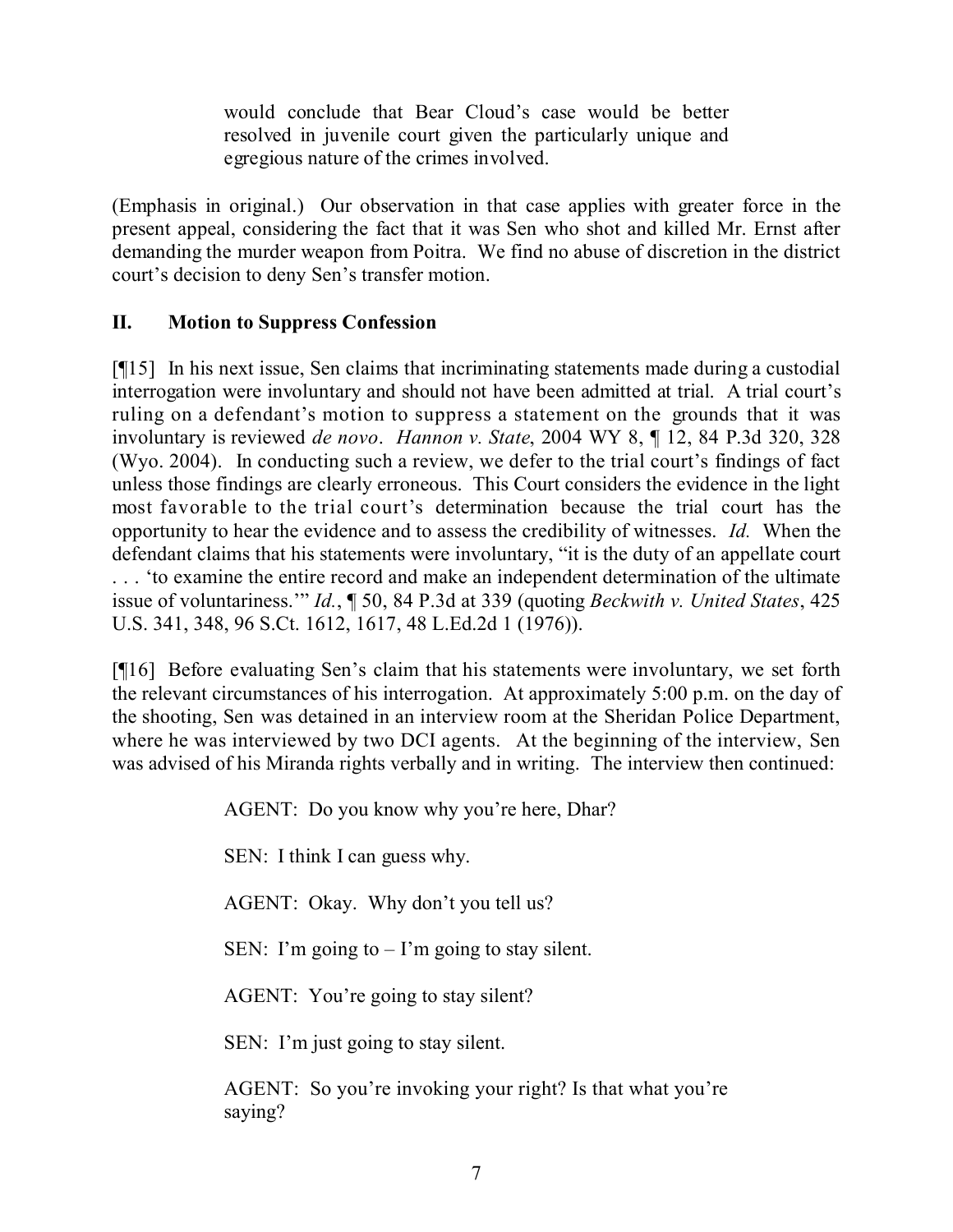> would conclude that Bear Cloud's case would be better resolved in juvenile court given the particularly unique and egregious nature of the crimes involved.

(Emphasis in original.) Our observation in that case applies with greater force in the present appeal, considering the fact that it was Sen who shot and killed Mr. Ernst after demanding the murder weapon from Poitra. We find no abuse of discretion in the district court's decision to deny Sen's transfer motion.

## II. Motion to Suppress Confession

[¶15] In his next issue, Sen claims that incriminating statements made during a custodial interrogation were involuntary and should not have been admitted at trial. A trial court's ruling on a defendant's motion to suppress a statement on the grounds that it was involuntary is reviewed *de novo*. *Hannon v. State*, 2004 WY 8, ¶ 12, 84 P.3d 320, 328 (Wyo. 2004). In conducting such a review, we defer to the trial court's findings of fact unless those findings are clearly erroneous. This Court considers the evidence in the light most favorable to the trial court's determination because the trial court has the opportunity to hear the evidence and to assess the credibility of witnesses. *Id.* When the defendant claims that his statements were involuntary, "it is the duty of an appellate court . . . 'to examine the entire record and make an independent determination of the ultimate issue of voluntariness.'" *Id.*, ¶ 50, 84 P.3d at 339 (quoting *Beckwith v. United States*, 425 U.S. 341, 348, 96 S.Ct. 1612, 1617, 48 L.Ed.2d 1 (1976)).

[¶16] Before evaluating Sen's claim that his statements were involuntary, we set forth the relevant circumstances of his interrogation. At approximately 5:00 p.m. on the day of the shooting, Sen was detained in an interview room at the Sheridan Police Department, where he was interviewed by two DCI agents. At the beginning of the interview, Sen was advised of his Miranda rights verbally and in writing. The interview then continued:

> AGENT: Do you know why you're here, Dhar?
>
> SEN: I think I can guess why.
>
> AGENT: Okay. Why don't you tell us?
>
> SEN: I'm going to – I'm going to stay silent.
>
> AGENT: You're going to stay silent?
>
> SEN: I'm just going to stay silent.
>
> AGENT: So you're invoking your right? Is that what you're saying?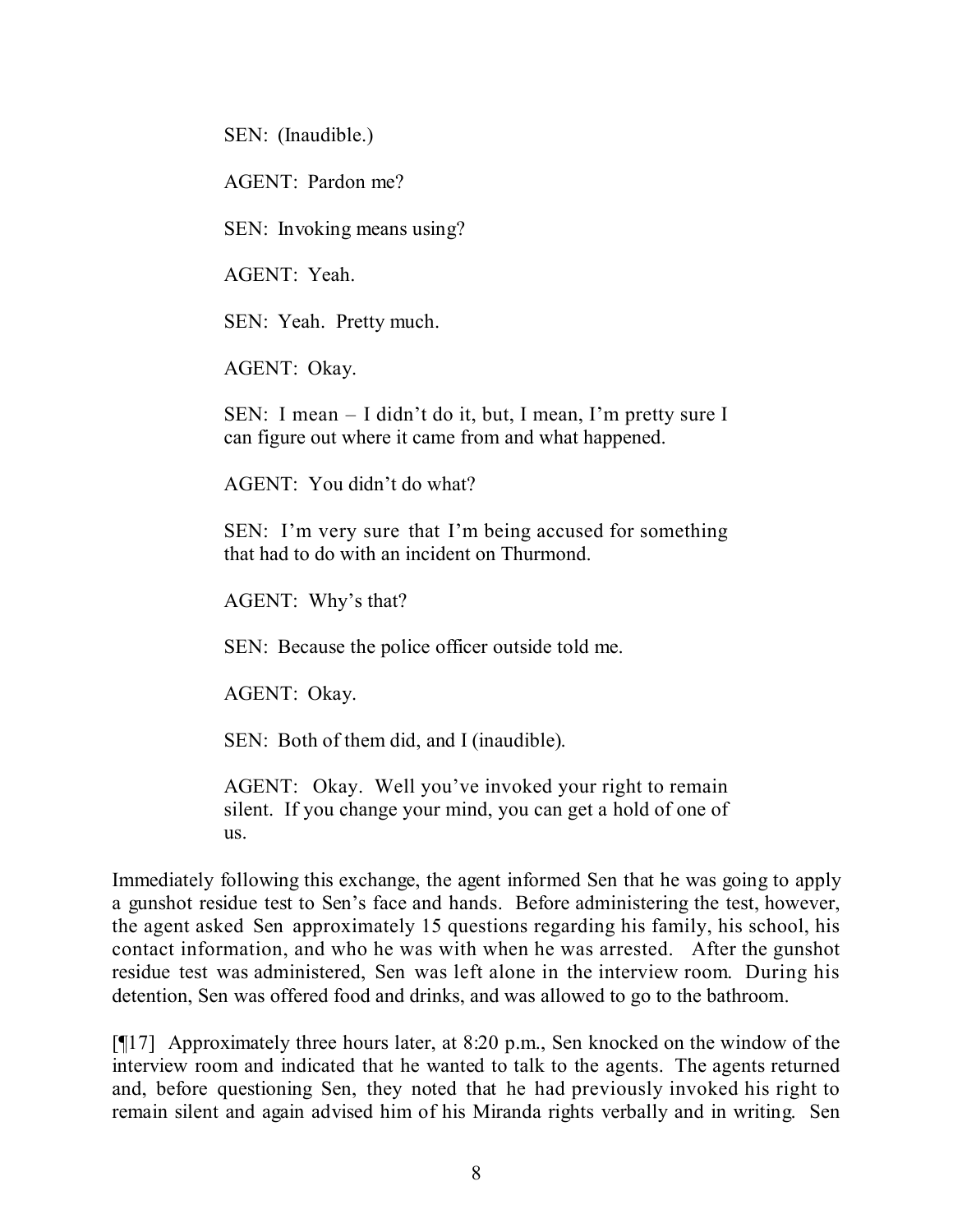> SEN: (Inaudible.)
>
> AGENT: Pardon me?
>
> SEN: Invoking means using?
>
> AGENT: Yeah.
>
> SEN: Yeah. Pretty much.
>
> AGENT: Okay.
>
> SEN: I mean – I didn't do it, but, I mean, I'm pretty sure I can figure out where it came from and what happened.
>
> AGENT: You didn't do what?
>
> SEN: I'm very sure that I'm being accused for something that had to do with an incident on Thurmond.
>
> AGENT: Why's that?
>
> SEN: Because the police officer outside told me.
>
> AGENT: Okay.
>
> SEN: Both of them did, and I (inaudible).
>
> AGENT: Okay. Well you've invoked your right to remain silent. If you change your mind, you can get a hold of one of us.

Immediately following this exchange, the agent informed Sen that he was going to apply a gunshot residue test to Sen's face and hands. Before administering the test, however, the agent asked Sen approximately 15 questions regarding his family, his school, his contact information, and who he was with when he was arrested. After the gunshot residue test was administered, Sen was left alone in the interview room. During his detention, Sen was offered food and drinks, and was allowed to go to the bathroom.

[¶17] Approximately three hours later, at 8:20 p.m., Sen knocked on the window of the interview room and indicated that he wanted to talk to the agents. The agents returned and, before questioning Sen, they noted that he had previously invoked his right to remain silent and again advised him of his Miranda rights verbally and in writing. Sen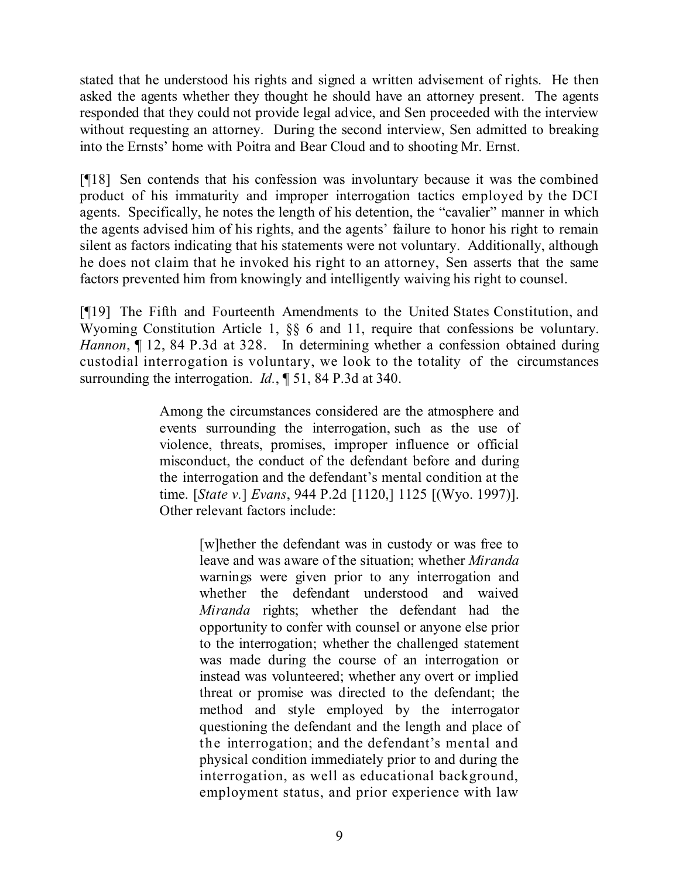stated that he understood his rights and signed a written advisement of rights. He then asked the agents whether they thought he should have an attorney present. The agents responded that they could not provide legal advice, and Sen proceeded with the interview without requesting an attorney. During the second interview, Sen admitted to breaking into the Ernsts' home with Poitra and Bear Cloud and to shooting Mr. Ernst.

[¶18] Sen contends that his confession was involuntary because it was the combined product of his immaturity and improper interrogation tactics employed by the DCI agents. Specifically, he notes the length of his detention, the "cavalier" manner in which the agents advised him of his rights, and the agents' failure to honor his right to remain silent as factors indicating that his statements were not voluntary. Additionally, although he does not claim that he invoked his right to an attorney, Sen asserts that the same factors prevented him from knowingly and intelligently waiving his right to counsel.

[¶19] The Fifth and Fourteenth Amendments to the United States Constitution, and Wyoming Constitution Article 1, §§ 6 and 11, require that confessions be voluntary. *Hannon*, ¶ 12, 84 P.3d at 328. In determining whether a confession obtained during custodial interrogation is voluntary, we look to the totality of the circumstances surrounding the interrogation. *Id.*, ¶ 51, 84 P.3d at 340.

> Among the circumstances considered are the atmosphere and events surrounding the interrogation, such as the use of violence, threats, promises, improper influence or official misconduct, the conduct of the defendant before and during the interrogation and the defendant's mental condition at the time. [*State v.*] *Evans*, 944 P.2d [1120,] 1125 [(Wyo. 1997)]. Other relevant factors include:
>
> > [w]hether the defendant was in custody or was free to leave and was aware of the situation; whether *Miranda* warnings were given prior to any interrogation and whether the defendant understood and waived *Miranda* rights; whether the defendant had the opportunity to confer with counsel or anyone else prior to the interrogation; whether the challenged statement was made during the course of an interrogation or instead was volunteered; whether any overt or implied threat or promise was directed to the defendant; the method and style employed by the interrogator questioning the defendant and the length and place of the interrogation; and the defendant's mental and physical condition immediately prior to and during the interrogation, as well as educational background, employment status, and prior experience with law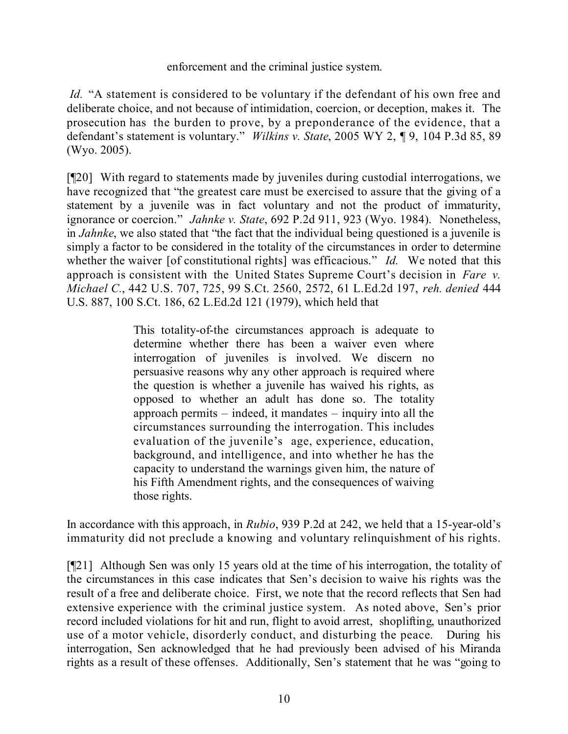enforcement and the criminal justice system.

*Id.* "A statement is considered to be voluntary if the defendant of his own free and deliberate choice, and not because of intimidation, coercion, or deception, makes it. The prosecution has the burden to prove, by a preponderance of the evidence, that a defendant's statement is voluntary." *Wilkins v. State*, 2005 WY 2, ¶ 9, 104 P.3d 85, 89 (Wyo. 2005).

[¶20] With regard to statements made by juveniles during custodial interrogations, we have recognized that "the greatest care must be exercised to assure that the giving of a statement by a juvenile was in fact voluntary and not the product of immaturity, ignorance or coercion." *Jahnke v. State*, 692 P.2d 911, 923 (Wyo. 1984). Nonetheless, in *Jahnke*, we also stated that "the fact that the individual being questioned is a juvenile is simply a factor to be considered in the totality of the circumstances in order to determine whether the waiver [of constitutional rights] was efficacious." *Id.* We noted that this approach is consistent with the United States Supreme Court's decision in *Fare v. Michael C.*, 442 U.S. 707, 725, 99 S.Ct. 2560, 2572, 61 L.Ed.2d 197, *reh. denied* 444 U.S. 887, 100 S.Ct. 186, 62 L.Ed.2d 121 (1979), which held that

> This totality-of-the circumstances approach is adequate to determine whether there has been a waiver even where interrogation of juveniles is involved. We discern no persuasive reasons why any other approach is required where the question is whether a juvenile has waived his rights, as opposed to whether an adult has done so. The totality approach permits – indeed, it mandates – inquiry into all the circumstances surrounding the interrogation. This includes evaluation of the juvenile's age, experience, education, background, and intelligence, and into whether he has the capacity to understand the warnings given him, the nature of his Fifth Amendment rights, and the consequences of waiving those rights.

In accordance with this approach, in *Rubio*, 939 P.2d at 242, we held that a 15-year-old's immaturity did not preclude a knowing and voluntary relinquishment of his rights.

[¶21] Although Sen was only 15 years old at the time of his interrogation, the totality of the circumstances in this case indicates that Sen's decision to waive his rights was the result of a free and deliberate choice. First, we note that the record reflects that Sen had extensive experience with the criminal justice system. As noted above, Sen's prior record included violations for hit and run, flight to avoid arrest, shoplifting, unauthorized use of a motor vehicle, disorderly conduct, and disturbing the peace. During his interrogation, Sen acknowledged that he had previously been advised of his Miranda rights as a result of these offenses. Additionally, Sen's statement that he was "going to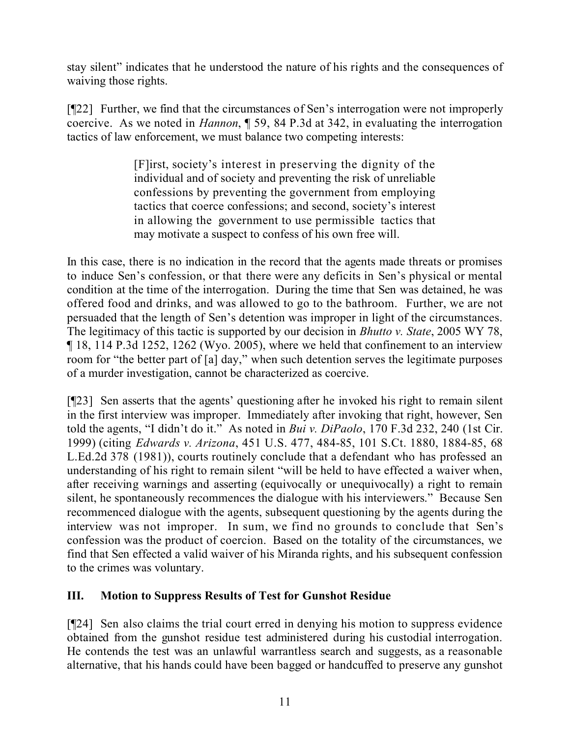stay silent" indicates that he understood the nature of his rights and the consequences of waiving those rights.

[¶22] Further, we find that the circumstances of Sen's interrogation were not improperly coercive. As we noted in *Hannon*, ¶ 59, 84 P.3d at 342, in evaluating the interrogation tactics of law enforcement, we must balance two competing interests:

> [F]irst, society's interest in preserving the dignity of the individual and of society and preventing the risk of unreliable confessions by preventing the government from employing tactics that coerce confessions; and second, society's interest in allowing the government to use permissible tactics that may motivate a suspect to confess of his own free will.

In this case, there is no indication in the record that the agents made threats or promises to induce Sen's confession, or that there were any deficits in Sen's physical or mental condition at the time of the interrogation. During the time that Sen was detained, he was offered food and drinks, and was allowed to go to the bathroom. Further, we are not persuaded that the length of Sen's detention was improper in light of the circumstances. The legitimacy of this tactic is supported by our decision in *Bhutto v. State*, 2005 WY 78, ¶ 18, 114 P.3d 1252, 1262 (Wyo. 2005), where we held that confinement to an interview room for "the better part of [a] day," when such detention serves the legitimate purposes of a murder investigation, cannot be characterized as coercive.

[¶23] Sen asserts that the agents' questioning after he invoked his right to remain silent in the first interview was improper. Immediately after invoking that right, however, Sen told the agents, "I didn't do it." As noted in *Bui v. DiPaolo*, 170 F.3d 232, 240 (1st Cir. 1999) (citing *Edwards v. Arizona*, 451 U.S. 477, 484-85, 101 S.Ct. 1880, 1884-85, 68 L.Ed.2d 378 (1981)), courts routinely conclude that a defendant who has professed an understanding of his right to remain silent "will be held to have effected a waiver when, after receiving warnings and asserting (equivocally or unequivocally) a right to remain silent, he spontaneously recommences the dialogue with his interviewers." Because Sen recommenced dialogue with the agents, subsequent questioning by the agents during the interview was not improper. In sum, we find no grounds to conclude that Sen's confession was the product of coercion. Based on the totality of the circumstances, we find that Sen effected a valid waiver of his Miranda rights, and his subsequent confession to the crimes was voluntary.

## III. Motion to Suppress Results of Test for Gunshot Residue

[¶24] Sen also claims the trial court erred in denying his motion to suppress evidence obtained from the gunshot residue test administered during his custodial interrogation. He contends the test was an unlawful warrantless search and suggests, as a reasonable alternative, that his hands could have been bagged or handcuffed to preserve any gunshot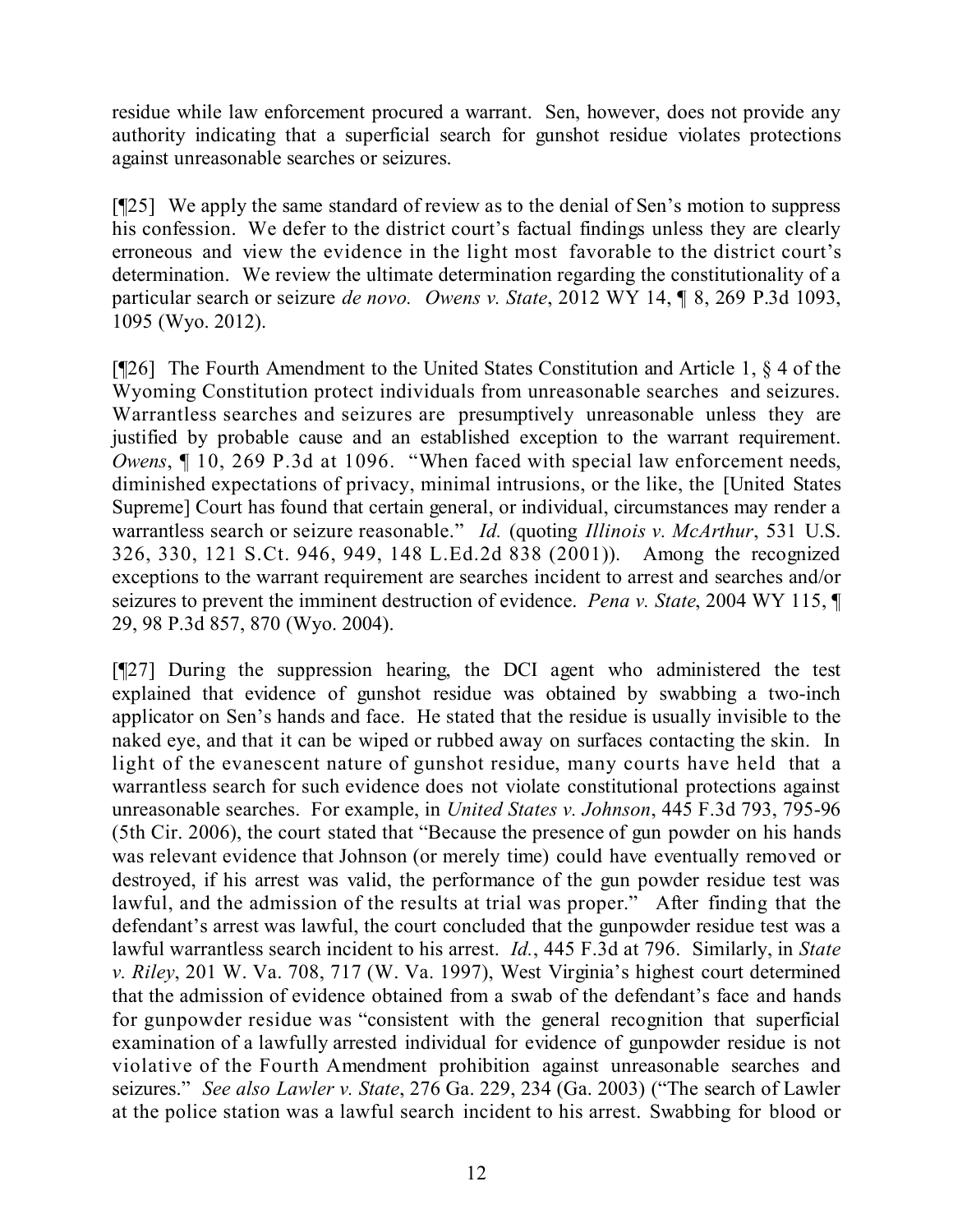residue while law enforcement procured a warrant. Sen, however, does not provide any authority indicating that a superficial search for gunshot residue violates protections against unreasonable searches or seizures.

[¶25] We apply the same standard of review as to the denial of Sen's motion to suppress his confession. We defer to the district court's factual findings unless they are clearly erroneous and view the evidence in the light most favorable to the district court's determination. We review the ultimate determination regarding the constitutionality of a particular search or seizure *de novo*. *Owens v. State*, 2012 WY 14, ¶ 8, 269 P.3d 1093, 1095 (Wyo. 2012).

[¶26] The Fourth Amendment to the United States Constitution and Article 1, § 4 of the Wyoming Constitution protect individuals from unreasonable searches and seizures. Warrantless searches and seizures are presumptively unreasonable unless they are justified by probable cause and an established exception to the warrant requirement. *Owens*, ¶ 10, 269 P.3d at 1096. "When faced with special law enforcement needs, diminished expectations of privacy, minimal intrusions, or the like, the [United States Supreme] Court has found that certain general, or individual, circumstances may render a warrantless search or seizure reasonable." *Id.* (quoting *Illinois v. McArthur*, 531 U.S. 326, 330, 121 S.Ct. 946, 949, 148 L.Ed.2d 838 (2001)). Among the recognized exceptions to the warrant requirement are searches incident to arrest and searches and/or seizures to prevent the imminent destruction of evidence. *Pena v. State*, 2004 WY 115, ¶ 29, 98 P.3d 857, 870 (Wyo. 2004).

[¶27] During the suppression hearing, the DCI agent who administered the test explained that evidence of gunshot residue was obtained by swabbing a two-inch applicator on Sen's hands and face. He stated that the residue is usually invisible to the naked eye, and that it can be wiped or rubbed away on surfaces contacting the skin. In light of the evanescent nature of gunshot residue, many courts have held that a warrantless search for such evidence does not violate constitutional protections against unreasonable searches. For example, in *United States v. Johnson*, 445 F.3d 793, 795-96 (5th Cir. 2006), the court stated that "Because the presence of gun powder on his hands was relevant evidence that Johnson (or merely time) could have eventually removed or destroyed, if his arrest was valid, the performance of the gun powder residue test was lawful, and the admission of the results at trial was proper." After finding that the defendant's arrest was lawful, the court concluded that the gunpowder residue test was a lawful warrantless search incident to his arrest. *Id.*, 445 F.3d at 796. Similarly, in *State v. Riley*, 201 W. Va. 708, 717 (W. Va. 1997), West Virginia's highest court determined that the admission of evidence obtained from a swab of the defendant's face and hands for gunpowder residue was "consistent with the general recognition that superficial examination of a lawfully arrested individual for evidence of gunpowder residue is not violative of the Fourth Amendment prohibition against unreasonable searches and seizures." *See also Lawler v. State*, 276 Ga. 229, 234 (Ga. 2003) ("The search of Lawler at the police station was a lawful search incident to his arrest. Swabbing for blood or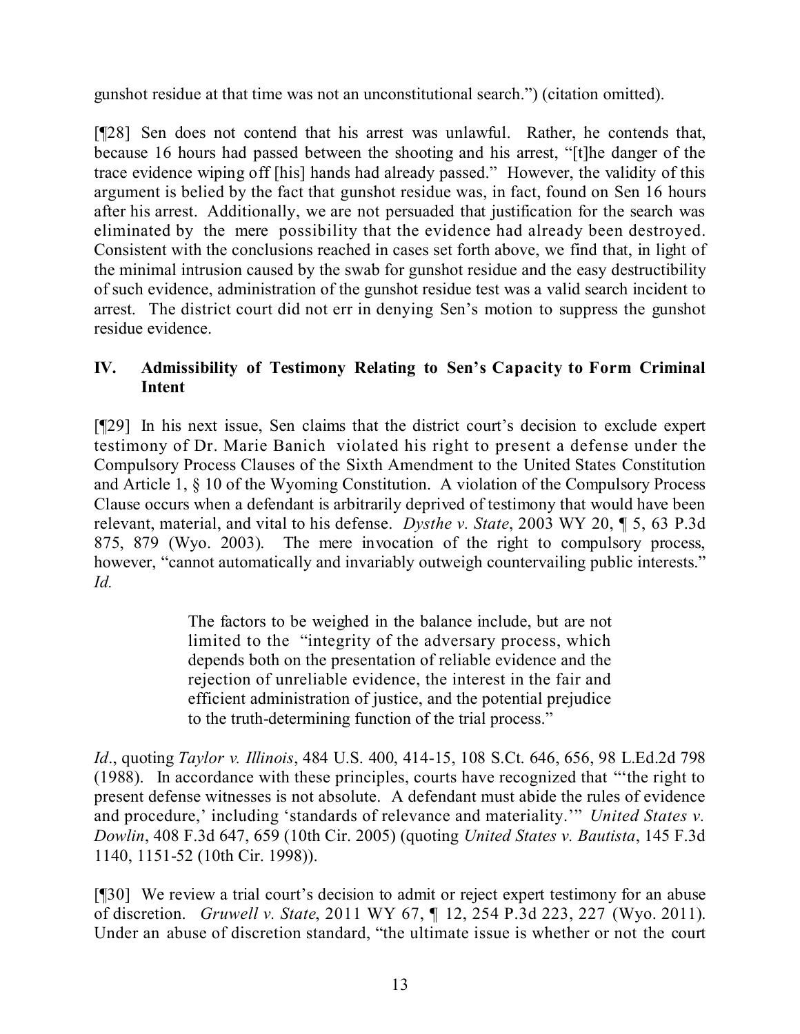gunshot residue at that time was not an unconstitutional search.") (citation omitted).

[¶28] Sen does not contend that his arrest was unlawful. Rather, he contends that, because 16 hours had passed between the shooting and his arrest, "[t]he danger of the trace evidence wiping off [his] hands had already passed." However, the validity of this argument is belied by the fact that gunshot residue was, in fact, found on Sen 16 hours after his arrest. Additionally, we are not persuaded that justification for the search was eliminated by the mere possibility that the evidence had already been destroyed. Consistent with the conclusions reached in cases set forth above, we find that, in light of the minimal intrusion caused by the swab for gunshot residue and the easy destructibility of such evidence, administration of the gunshot residue test was a valid search incident to arrest. The district court did not err in denying Sen's motion to suppress the gunshot residue evidence.

## IV. Admissibility of Testimony Relating to Sen's Capacity to Form Criminal Intent

[¶29] In his next issue, Sen claims that the district court's decision to exclude expert testimony of Dr. Marie Banich violated his right to present a defense under the Compulsory Process Clauses of the Sixth Amendment to the United States Constitution and Article 1, § 10 of the Wyoming Constitution. A violation of the Compulsory Process Clause occurs when a defendant is arbitrarily deprived of testimony that would have been relevant, material, and vital to his defense. *Dysthe v. State*, 2003 WY 20, ¶ 5, 63 P.3d 875, 879 (Wyo. 2003). The mere invocation of the right to compulsory process, however, "cannot automatically and invariably outweigh countervailing public interests." *Id.*

> The factors to be weighed in the balance include, but are not limited to the "integrity of the adversary process, which depends both on the presentation of reliable evidence and the rejection of unreliable evidence, the interest in the fair and efficient administration of justice, and the potential prejudice to the truth-determining function of the trial process."

*Id*., quoting *Taylor v. Illinois*, 484 U.S. 400, 414-15, 108 S.Ct. 646, 656, 98 L.Ed.2d 798 (1988). In accordance with these principles, courts have recognized that "'the right to present defense witnesses is not absolute. A defendant must abide the rules of evidence and procedure,' including 'standards of relevance and materiality.'" *United States v. Dowlin*, 408 F.3d 647, 659 (10th Cir. 2005) (quoting *United States v. Bautista*, 145 F.3d 1140, 1151-52 (10th Cir. 1998)).

[¶30] We review a trial court's decision to admit or reject expert testimony for an abuse of discretion. *Gruwell v. State*, 2011 WY 67, ¶ 12, 254 P.3d 223, 227 (Wyo. 2011). Under an abuse of discretion standard, "the ultimate issue is whether or not the court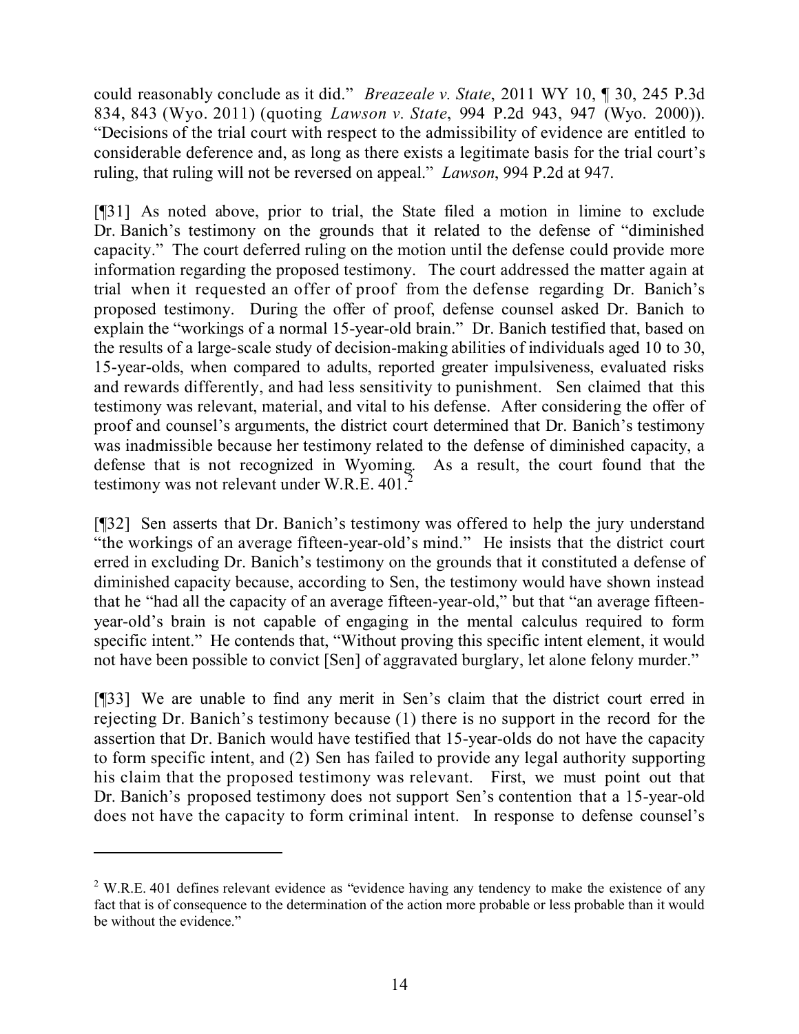could reasonably conclude as it did." *Breazeale v. State*, 2011 WY 10, ¶ 30, 245 P.3d 834, 843 (Wyo. 2011) (quoting *Lawson v. State*, 994 P.2d 943, 947 (Wyo. 2000)). "Decisions of the trial court with respect to the admissibility of evidence are entitled to considerable deference and, as long as there exists a legitimate basis for the trial court's ruling, that ruling will not be reversed on appeal." *Lawson*, 994 P.2d at 947.

[¶31] As noted above, prior to trial, the State filed a motion in limine to exclude Dr. Banich's testimony on the grounds that it related to the defense of "diminished capacity." The court deferred ruling on the motion until the defense could provide more information regarding the proposed testimony. The court addressed the matter again at trial when it requested an offer of proof from the defense regarding Dr. Banich's proposed testimony. During the offer of proof, defense counsel asked Dr. Banich to explain the "workings of a normal 15-year-old brain." Dr. Banich testified that, based on the results of a large-scale study of decision-making abilities of individuals aged 10 to 30, 15-year-olds, when compared to adults, reported greater impulsiveness, evaluated risks and rewards differently, and had less sensitivity to punishment. Sen claimed that this testimony was relevant, material, and vital to his defense. After considering the offer of proof and counsel's arguments, the district court determined that Dr. Banich's testimony was inadmissible because her testimony related to the defense of diminished capacity, a defense that is not recognized in Wyoming. As a result, the court found that the testimony was not relevant under W.R.E. 401.[2]

[¶32] Sen asserts that Dr. Banich's testimony was offered to help the jury understand "the workings of an average fifteen-year-old's mind." He insists that the district court erred in excluding Dr. Banich's testimony on the grounds that it constituted a defense of diminished capacity because, according to Sen, the testimony would have shown instead that he "had all the capacity of an average fifteen-year-old," but that "an average fifteen-year-old's brain is not capable of engaging in the mental calculus required to form specific intent." He contends that, "Without proving this specific intent element, it would not have been possible to convict [Sen] of aggravated burglary, let alone felony murder."

[¶33] We are unable to find any merit in Sen's claim that the district court erred in rejecting Dr. Banich's testimony because (1) there is no support in the record for the assertion that Dr. Banich would have testified that 15-year-olds do not have the capacity to form specific intent, and (2) Sen has failed to provide any legal authority supporting his claim that the proposed testimony was relevant. First, we must point out that Dr. Banich's proposed testimony does not support Sen's contention that a 15-year-old does not have the capacity to form criminal intent. In response to defense counsel's

[2] W.R.E. 401 defines relevant evidence as "evidence having any tendency to make the existence of any fact that is of consequence to the determination of the action more probable or less probable than it would be without the evidence."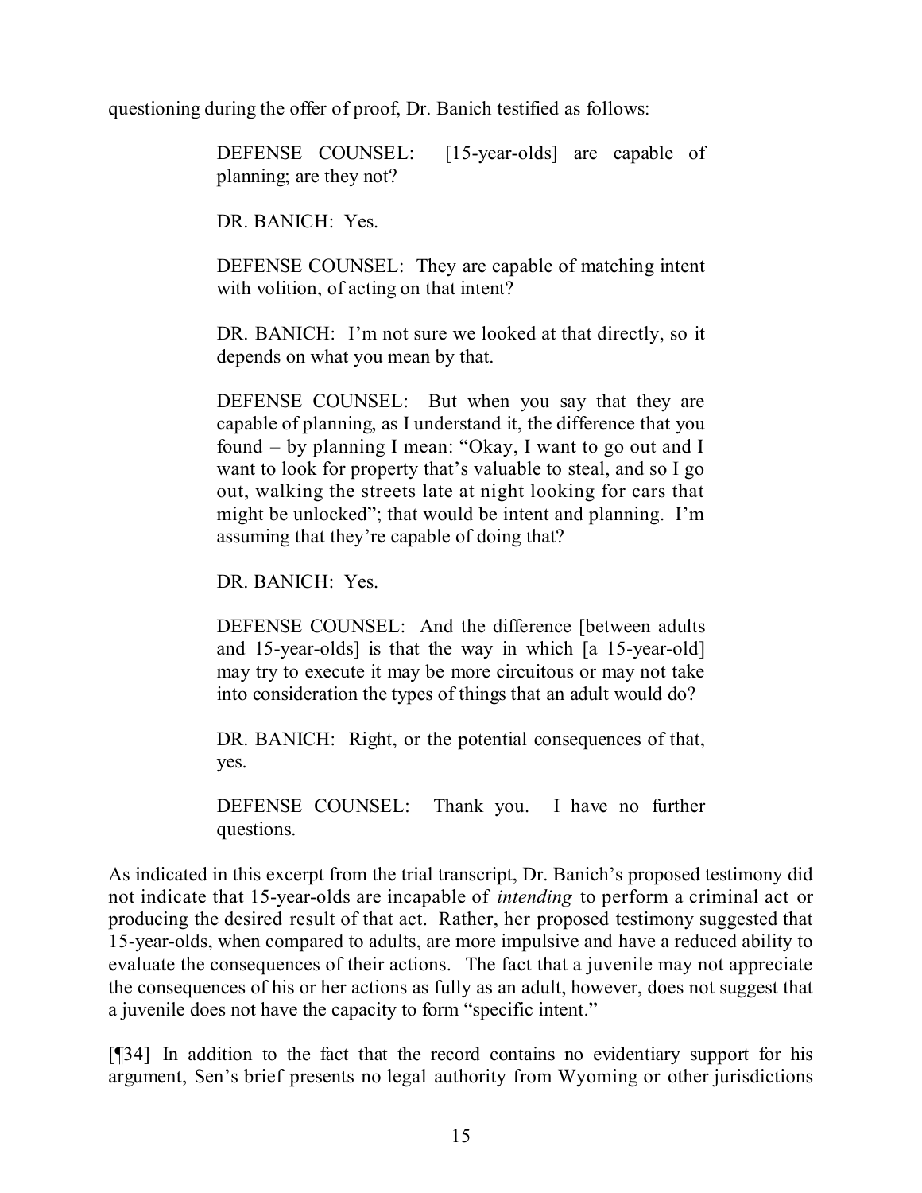questioning during the offer of proof, Dr. Banich testified as follows:

> DEFENSE COUNSEL: [15-year-olds] are capable of planning; are they not?
>
> DR. BANICH: Yes.
>
> DEFENSE COUNSEL: They are capable of matching intent with volition, of acting on that intent?
>
> DR. BANICH: I'm not sure we looked at that directly, so it depends on what you mean by that.
>
> DEFENSE COUNSEL: But when you say that they are capable of planning, as I understand it, the difference that you found – by planning I mean: "Okay, I want to go out and I want to look for property that's valuable to steal, and so I go out, walking the streets late at night looking for cars that might be unlocked"; that would be intent and planning. I'm assuming that they're capable of doing that?
>
> DR. BANICH: Yes.
>
> DEFENSE COUNSEL: And the difference [between adults and 15-year-olds] is that the way in which [a 15-year-old] may try to execute it may be more circuitous or may not take into consideration the types of things that an adult would do?
>
> DR. BANICH: Right, or the potential consequences of that, yes.
>
> DEFENSE COUNSEL: Thank you. I have no further questions.

As indicated in this excerpt from the trial transcript, Dr. Banich's proposed testimony did not indicate that 15-year-olds are incapable of *intending* to perform a criminal act or producing the desired result of that act. Rather, her proposed testimony suggested that 15-year-olds, when compared to adults, are more impulsive and have a reduced ability to evaluate the consequences of their actions. The fact that a juvenile may not appreciate the consequences of his or her actions as fully as an adult, however, does not suggest that a juvenile does not have the capacity to form "specific intent."

[¶34] In addition to the fact that the record contains no evidentiary support for his argument, Sen's brief presents no legal authority from Wyoming or other jurisdictions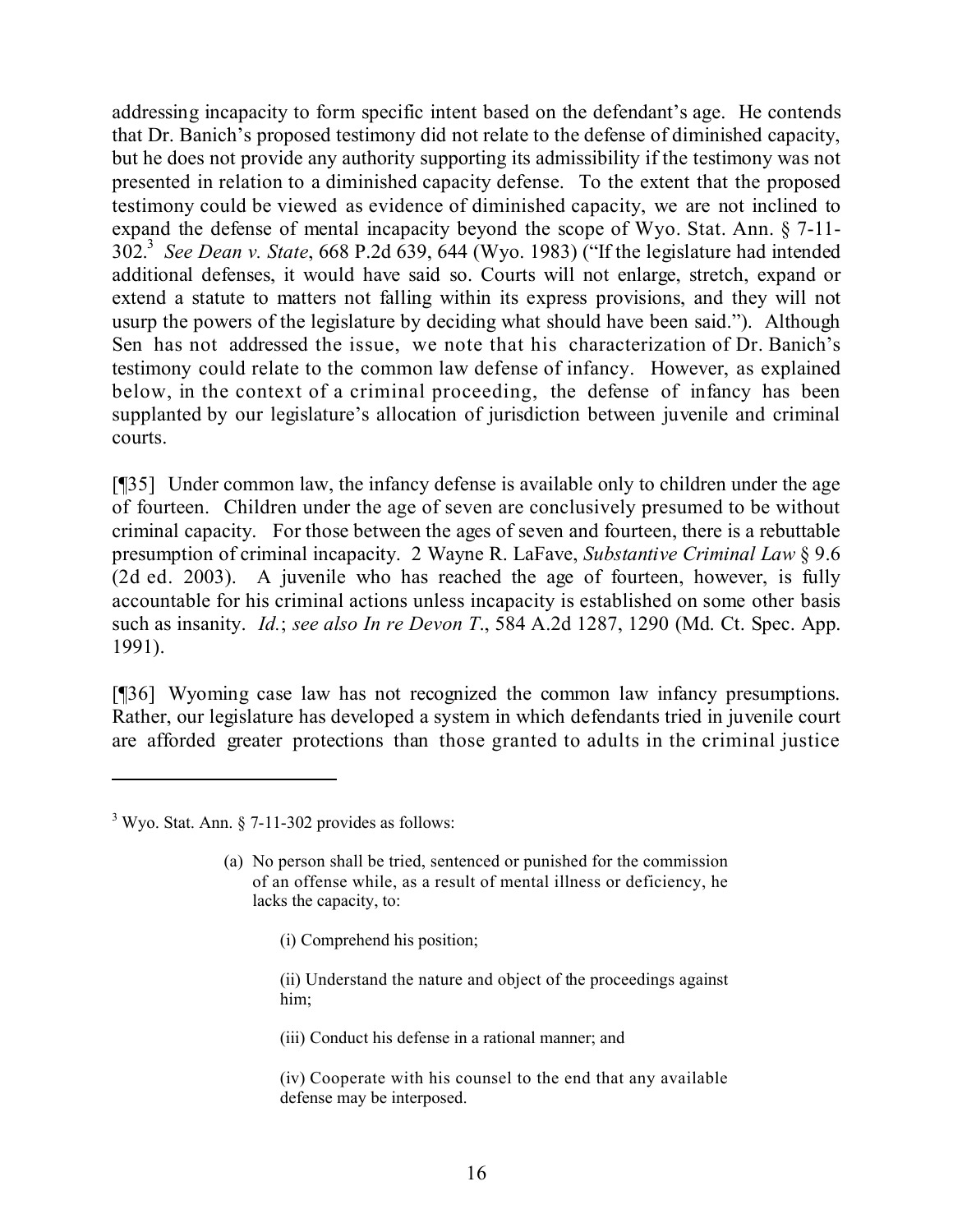addressing incapacity to form specific intent based on the defendant's age. He contends that Dr. Banich's proposed testimony did not relate to the defense of diminished capacity, but he does not provide any authority supporting its admissibility if the testimony was not presented in relation to a diminished capacity defense. To the extent that the proposed testimony could be viewed as evidence of diminished capacity, we are not inclined to expand the defense of mental incapacity beyond the scope of Wyo. Stat. Ann. § 7-11-302.[3] *See Dean v. State*, 668 P.2d 639, 644 (Wyo. 1983) ("If the legislature had intended additional defenses, it would have said so. Courts will not enlarge, stretch, expand or extend a statute to matters not falling within its express provisions, and they will not usurp the powers of the legislature by deciding what should have been said."). Although Sen has not addressed the issue, we note that his characterization of Dr. Banich's testimony could relate to the common law defense of infancy. However, as explained below, in the context of a criminal proceeding, the defense of infancy has been supplanted by our legislature's allocation of jurisdiction between juvenile and criminal courts.

[¶35] Under common law, the infancy defense is available only to children under the age of fourteen. Children under the age of seven are conclusively presumed to be without criminal capacity. For those between the ages of seven and fourteen, there is a rebuttable presumption of criminal incapacity. 2 Wayne R. LaFave, *Substantive Criminal Law* § 9.6 (2d ed. 2003). A juvenile who has reached the age of fourteen, however, is fully accountable for his criminal actions unless incapacity is established on some other basis such as insanity. *Id.*; *see also In re Devon T.*, 584 A.2d 1287, 1290 (Md. Ct. Spec. App. 1991).

[¶36] Wyoming case law has not recognized the common law infancy presumptions. Rather, our legislature has developed a system in which defendants tried in juvenile court are afforded greater protections than those granted to adults in the criminal justice

---

[3] Wyo. Stat. Ann. § 7-11-302 provides as follows:

> (a) No person shall be tried, sentenced or punished for the commission of an offense while, as a result of mental illness or deficiency, he lacks the capacity, to:
>
> (i) Comprehend his position;
>
> (ii) Understand the nature and object of the proceedings against him;
>
> (iii) Conduct his defense in a rational manner; and
>
> (iv) Cooperate with his counsel to the end that any available defense may be interposed.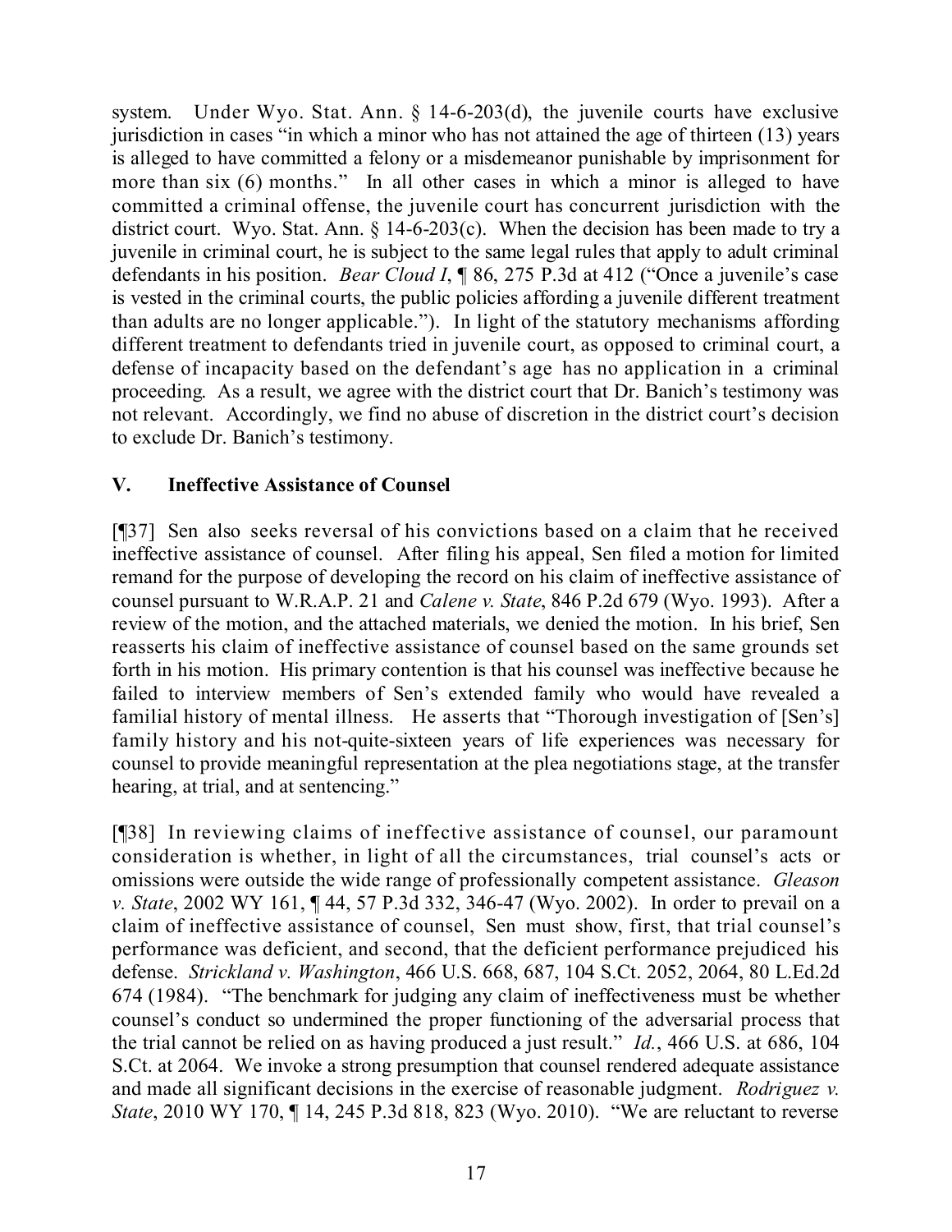system. Under Wyo. Stat. Ann. § 14-6-203(d), the juvenile courts have exclusive jurisdiction in cases "in which a minor who has not attained the age of thirteen (13) years is alleged to have committed a felony or a misdemeanor punishable by imprisonment for more than six (6) months." In all other cases in which a minor is alleged to have committed a criminal offense, the juvenile court has concurrent jurisdiction with the district court. Wyo. Stat. Ann. § 14-6-203(c). When the decision has been made to try a juvenile in criminal court, he is subject to the same legal rules that apply to adult criminal defendants in his position. *Bear Cloud I*, ¶ 86, 275 P.3d at 412 ("Once a juvenile's case is vested in the criminal courts, the public policies affording a juvenile different treatment than adults are no longer applicable."). In light of the statutory mechanisms affording different treatment to defendants tried in juvenile court, as opposed to criminal court, a defense of incapacity based on the defendant's age has no application in a criminal proceeding. As a result, we agree with the district court that Dr. Banich's testimony was not relevant. Accordingly, we find no abuse of discretion in the district court's decision to exclude Dr. Banich's testimony.

## V. Ineffective Assistance of Counsel

[¶37] Sen also seeks reversal of his convictions based on a claim that he received ineffective assistance of counsel. After filing his appeal, Sen filed a motion for limited remand for the purpose of developing the record on his claim of ineffective assistance of counsel pursuant to W.R.A.P. 21 and *Calene v. State*, 846 P.2d 679 (Wyo. 1993). After a review of the motion, and the attached materials, we denied the motion. In his brief, Sen reasserts his claim of ineffective assistance of counsel based on the same grounds set forth in his motion. His primary contention is that his counsel was ineffective because he failed to interview members of Sen's extended family who would have revealed a familial history of mental illness. He asserts that "Thorough investigation of [Sen's] family history and his not-quite-sixteen years of life experiences was necessary for counsel to provide meaningful representation at the plea negotiations stage, at the transfer hearing, at trial, and at sentencing."

[¶38] In reviewing claims of ineffective assistance of counsel, our paramount consideration is whether, in light of all the circumstances, trial counsel's acts or omissions were outside the wide range of professionally competent assistance. *Gleason v. State*, 2002 WY 161, ¶ 44, 57 P.3d 332, 346-47 (Wyo. 2002). In order to prevail on a claim of ineffective assistance of counsel, Sen must show, first, that trial counsel's performance was deficient, and second, that the deficient performance prejudiced his defense. *Strickland v. Washington*, 466 U.S. 668, 687, 104 S.Ct. 2052, 2064, 80 L.Ed.2d 674 (1984). "The benchmark for judging any claim of ineffectiveness must be whether counsel's conduct so undermined the proper functioning of the adversarial process that the trial cannot be relied on as having produced a just result." *Id.*, 466 U.S. at 686, 104 S.Ct. at 2064. We invoke a strong presumption that counsel rendered adequate assistance and made all significant decisions in the exercise of reasonable judgment. *Rodriguez v. State*, 2010 WY 170, ¶ 14, 245 P.3d 818, 823 (Wyo. 2010). "We are reluctant to reverse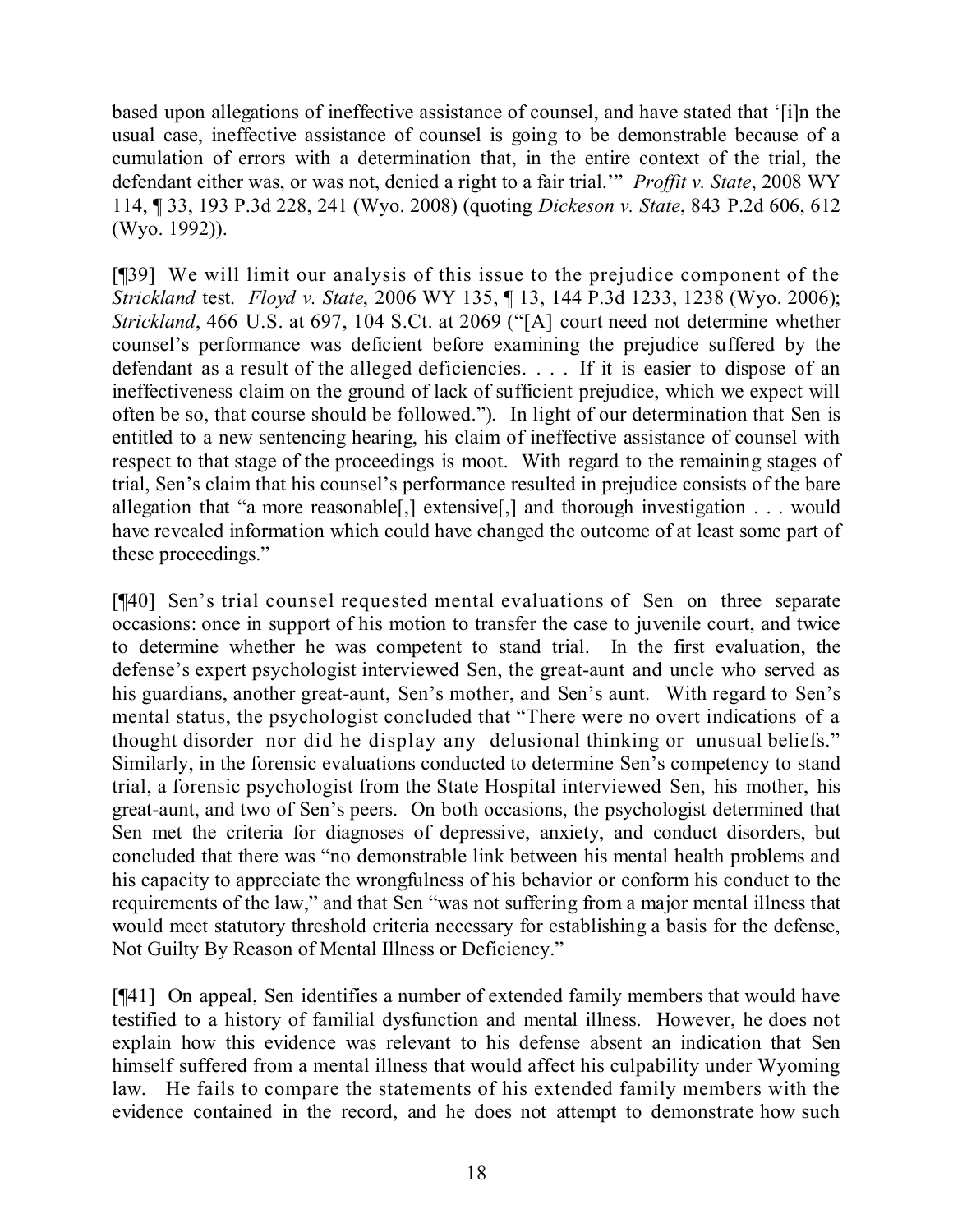based upon allegations of ineffective assistance of counsel, and have stated that '[i]n the usual case, ineffective assistance of counsel is going to be demonstrable because of a cumulation of errors with a determination that, in the entire context of the trial, the defendant either was, or was not, denied a right to a fair trial.'" *Proffit v. State*, 2008 WY 114, ¶ 33, 193 P.3d 228, 241 (Wyo. 2008) (quoting *Dickeson v. State*, 843 P.2d 606, 612 (Wyo. 1992)).

[¶39] We will limit our analysis of this issue to the prejudice component of the *Strickland* test. *Floyd v. State*, 2006 WY 135, ¶ 13, 144 P.3d 1233, 1238 (Wyo. 2006); *Strickland*, 466 U.S. at 697, 104 S.Ct. at 2069 ("[A] court need not determine whether counsel's performance was deficient before examining the prejudice suffered by the defendant as a result of the alleged deficiencies. . . . If it is easier to dispose of an ineffectiveness claim on the ground of lack of sufficient prejudice, which we expect will often be so, that course should be followed."). In light of our determination that Sen is entitled to a new sentencing hearing, his claim of ineffective assistance of counsel with respect to that stage of the proceedings is moot. With regard to the remaining stages of trial, Sen's claim that his counsel's performance resulted in prejudice consists of the bare allegation that "a more reasonable[,] extensive[,] and thorough investigation . . . would have revealed information which could have changed the outcome of at least some part of these proceedings."

[¶40] Sen's trial counsel requested mental evaluations of Sen on three separate occasions: once in support of his motion to transfer the case to juvenile court, and twice to determine whether he was competent to stand trial. In the first evaluation, the defense's expert psychologist interviewed Sen, the great-aunt and uncle who served as his guardians, another great-aunt, Sen's mother, and Sen's aunt. With regard to Sen's mental status, the psychologist concluded that "There were no overt indications of a thought disorder nor did he display any delusional thinking or unusual beliefs." Similarly, in the forensic evaluations conducted to determine Sen's competency to stand trial, a forensic psychologist from the State Hospital interviewed Sen, his mother, his great-aunt, and two of Sen's peers. On both occasions, the psychologist determined that Sen met the criteria for diagnoses of depressive, anxiety, and conduct disorders, but concluded that there was "no demonstrable link between his mental health problems and his capacity to appreciate the wrongfulness of his behavior or conform his conduct to the requirements of the law," and that Sen "was not suffering from a major mental illness that would meet statutory threshold criteria necessary for establishing a basis for the defense, Not Guilty By Reason of Mental Illness or Deficiency."

[¶41] On appeal, Sen identifies a number of extended family members that would have testified to a history of familial dysfunction and mental illness. However, he does not explain how this evidence was relevant to his defense absent an indication that Sen himself suffered from a mental illness that would affect his culpability under Wyoming law. He fails to compare the statements of his extended family members with the evidence contained in the record, and he does not attempt to demonstrate how such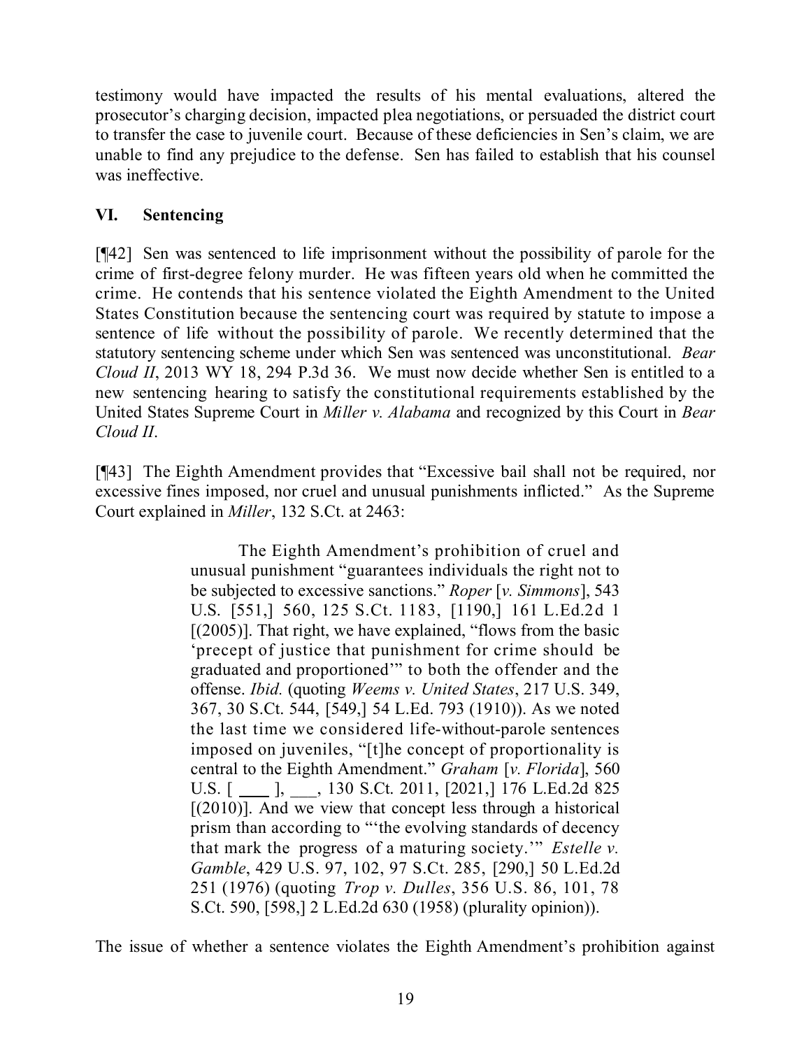testimony would have impacted the results of his mental evaluations, altered the prosecutor's charging decision, impacted plea negotiations, or persuaded the district court to transfer the case to juvenile court. Because of these deficiencies in Sen's claim, we are unable to find any prejudice to the defense. Sen has failed to establish that his counsel was ineffective.

## VI. Sentencing

[¶42] Sen was sentenced to life imprisonment without the possibility of parole for the crime of first-degree felony murder. He was fifteen years old when he committed the crime. He contends that his sentence violated the Eighth Amendment to the United States Constitution because the sentencing court was required by statute to impose a sentence of life without the possibility of parole. We recently determined that the statutory sentencing scheme under which Sen was sentenced was unconstitutional. *Bear Cloud II*, 2013 WY 18, 294 P.3d 36. We must now decide whether Sen is entitled to a new sentencing hearing to satisfy the constitutional requirements established by the United States Supreme Court in *Miller v. Alabama* and recognized by this Court in *Bear Cloud II*.

[¶43] The Eighth Amendment provides that "Excessive bail shall not be required, nor excessive fines imposed, nor cruel and unusual punishments inflicted." As the Supreme Court explained in *Miller*, 132 S.Ct. at 2463:

> The Eighth Amendment's prohibition of cruel and unusual punishment "guarantees individuals the right not to be subjected to excessive sanctions." *Roper* [*v. Simmons*], 543 U.S. [551,] 560, 125 S.Ct. 1183, [1190,] 161 L.Ed.2d 1 [(2005)]. That right, we have explained, "flows from the basic 'precept of justice that punishment for crime should be graduated and proportioned'" to both the offender and the offense. *Ibid.* (quoting *Weems v. United States*, 217 U.S. 349, 367, 30 S.Ct. 544, [549,] 54 L.Ed. 793 (1910)). As we noted the last time we considered life-without-parole sentences imposed on juveniles, "[t]he concept of proportionality is central to the Eighth Amendment." *Graham* [*v. Florida*], 560 U.S. [ \_\_\_ ], \_\_\_, 130 S.Ct. 2011, [2021,] 176 L.Ed.2d 825 [(2010)]. And we view that concept less through a historical prism than according to "'the evolving standards of decency that mark the progress of a maturing society.'" *Estelle v. Gamble*, 429 U.S. 97, 102, 97 S.Ct. 285, [290,] 50 L.Ed.2d 251 (1976) (quoting *Trop v. Dulles*, 356 U.S. 86, 101, 78 S.Ct. 590, [598,] 2 L.Ed.2d 630 (1958) (plurality opinion)).

The issue of whether a sentence violates the Eighth Amendment's prohibition against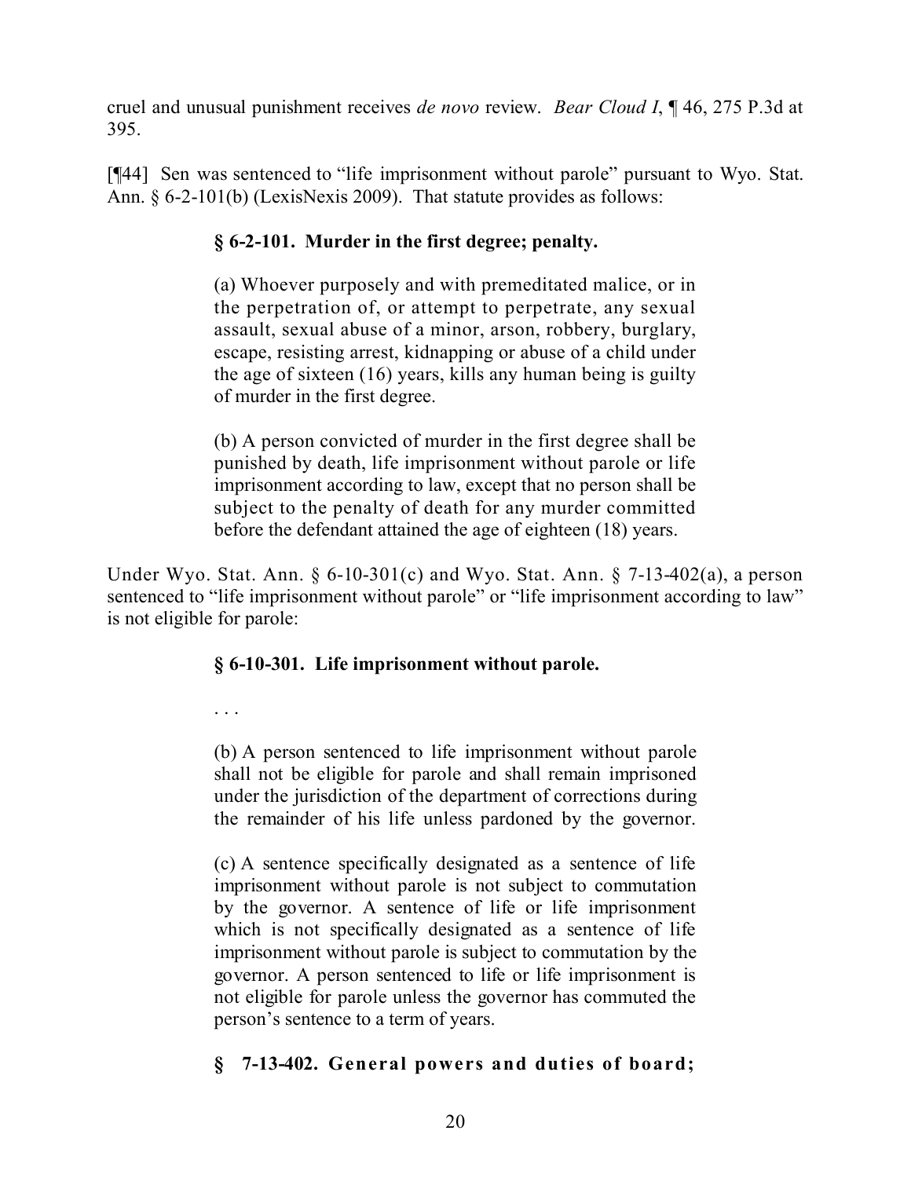cruel and unusual punishment receives *de novo* review. *Bear Cloud I*, ¶ 46, 275 P.3d at 395.

[¶44] Sen was sentenced to "life imprisonment without parole" pursuant to Wyo. Stat. Ann. § 6-2-101(b) (LexisNexis 2009). That statute provides as follows:

> **§ 6-2-101. Murder in the first degree; penalty.**
>
> (a) Whoever purposely and with premeditated malice, or in the perpetration of, or attempt to perpetrate, any sexual assault, sexual abuse of a minor, arson, robbery, burglary, escape, resisting arrest, kidnapping or abuse of a child under the age of sixteen (16) years, kills any human being is guilty of murder in the first degree.
>
> (b) A person convicted of murder in the first degree shall be punished by death, life imprisonment without parole or life imprisonment according to law, except that no person shall be subject to the penalty of death for any murder committed before the defendant attained the age of eighteen (18) years.

Under Wyo. Stat. Ann. § 6-10-301(c) and Wyo. Stat. Ann. § 7-13-402(a), a person sentenced to "life imprisonment without parole" or "life imprisonment according to law" is not eligible for parole:

> **§ 6-10-301. Life imprisonment without parole.**
>
> . . .
>
> (b) A person sentenced to life imprisonment without parole shall not be eligible for parole and shall remain imprisoned under the jurisdiction of the department of corrections during the remainder of his life unless pardoned by the governor.
>
> (c) A sentence specifically designated as a sentence of life imprisonment without parole is not subject to commutation by the governor. A sentence of life or life imprisonment which is not specifically designated as a sentence of life imprisonment without parole is subject to commutation by the governor. A person sentenced to life or life imprisonment is not eligible for parole unless the governor has commuted the person's sentence to a term of years.
>
> **§ 7-13-402. General powers and duties of board;**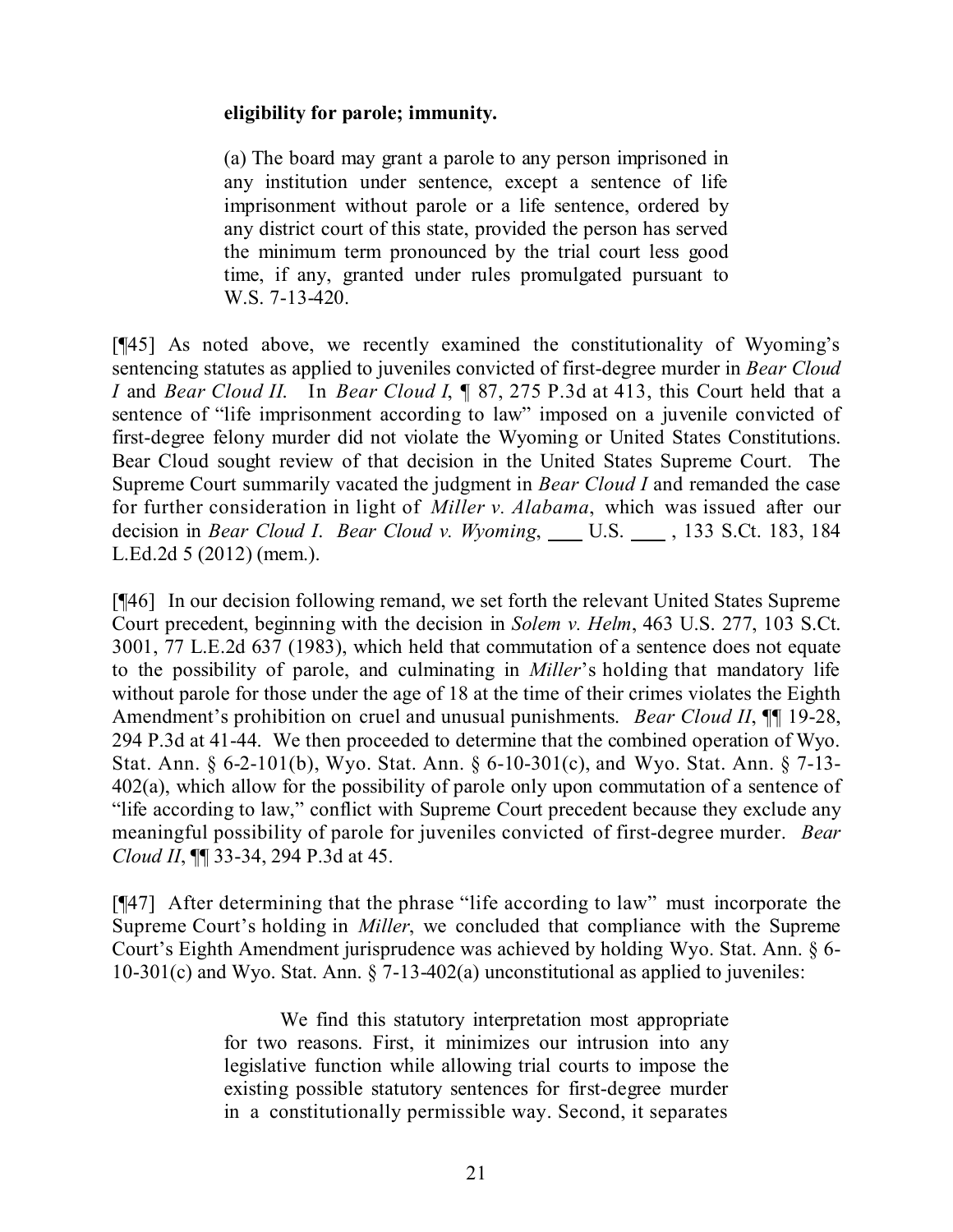**eligibility for parole; immunity.**

> (a) The board may grant a parole to any person imprisoned in any institution under sentence, except a sentence of life imprisonment without parole or a life sentence, ordered by any district court of this state, provided the person has served the minimum term pronounced by the trial court less good time, if any, granted under rules promulgated pursuant to W.S. 7-13-420.

[¶45] As noted above, we recently examined the constitutionality of Wyoming's sentencing statutes as applied to juveniles convicted of first-degree murder in *Bear Cloud I* and *Bear Cloud II*. In *Bear Cloud I*, ¶ 87, 275 P.3d at 413, this Court held that a sentence of "life imprisonment according to law" imposed on a juvenile convicted of first-degree felony murder did not violate the Wyoming or United States Constitutions. Bear Cloud sought review of that decision in the United States Supreme Court. The Supreme Court summarily vacated the judgment in *Bear Cloud I* and remanded the case for further consideration in light of *Miller v. Alabama*, which was issued after our decision in *Bear Cloud I*. *Bear Cloud v. Wyoming*, ___ U.S. ___ , 133 S.Ct. 183, 184 L.Ed.2d 5 (2012) (mem.).

[¶46] In our decision following remand, we set forth the relevant United States Supreme Court precedent, beginning with the decision in *Solem v. Helm*, 463 U.S. 277, 103 S.Ct. 3001, 77 L.E.2d 637 (1983), which held that commutation of a sentence does not equate to the possibility of parole, and culminating in *Miller*'s holding that mandatory life without parole for those under the age of 18 at the time of their crimes violates the Eighth Amendment's prohibition on cruel and unusual punishments. *Bear Cloud II*, ¶¶ 19-28, 294 P.3d at 41-44. We then proceeded to determine that the combined operation of Wyo. Stat. Ann. § 6-2-101(b), Wyo. Stat. Ann. § 6-10-301(c), and Wyo. Stat. Ann. § 7-13-402(a), which allow for the possibility of parole only upon commutation of a sentence of "life according to law," conflict with Supreme Court precedent because they exclude any meaningful possibility of parole for juveniles convicted of first-degree murder. *Bear Cloud II*, ¶¶ 33-34, 294 P.3d at 45.

[¶47] After determining that the phrase "life according to law" must incorporate the Supreme Court's holding in *Miller*, we concluded that compliance with the Supreme Court's Eighth Amendment jurisprudence was achieved by holding Wyo. Stat. Ann. § 6-10-301(c) and Wyo. Stat. Ann. § 7-13-402(a) unconstitutional as applied to juveniles:

> We find this statutory interpretation most appropriate for two reasons. First, it minimizes our intrusion into any legislative function while allowing trial courts to impose the existing possible statutory sentences for first-degree murder in a constitutionally permissible way. Second, it separates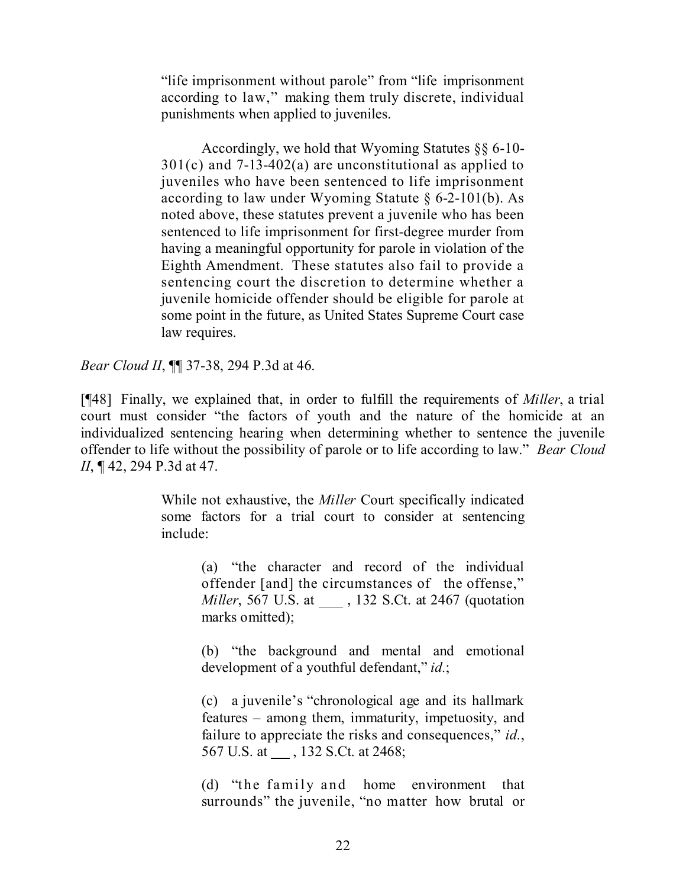> "life imprisonment without parole" from "life imprisonment according to law," making them truly discrete, individual punishments when applied to juveniles.
>
> Accordingly, we hold that Wyoming Statutes §§ 6-10-301(c) and 7-13-402(a) are unconstitutional as applied to juveniles who have been sentenced to life imprisonment according to law under Wyoming Statute § 6-2-101(b). As noted above, these statutes prevent a juvenile who has been sentenced to life imprisonment for first-degree murder from having a meaningful opportunity for parole in violation of the Eighth Amendment. These statutes also fail to provide a sentencing court the discretion to determine whether a juvenile homicide offender should be eligible for parole at some point in the future, as United States Supreme Court case law requires.

*Bear Cloud II*, ¶¶ 37-38, 294 P.3d at 46.

[¶48] Finally, we explained that, in order to fulfill the requirements of *Miller*, a trial court must consider "the factors of youth and the nature of the homicide at an individualized sentencing hearing when determining whether to sentence the juvenile offender to life without the possibility of parole or to life according to law." *Bear Cloud II*, ¶ 42, 294 P.3d at 47.

> While not exhaustive, the *Miller* Court specifically indicated some factors for a trial court to consider at sentencing include:
>
> > (a) "the character and record of the individual offender [and] the circumstances of the offense," *Miller*, 567 U.S. at \_\_\_ , 132 S.Ct. at 2467 (quotation marks omitted);
> >
> > (b) "the background and mental and emotional development of a youthful defendant," *id.*;
> >
> > (c) a juvenile's "chronological age and its hallmark features – among them, immaturity, impetuosity, and failure to appreciate the risks and consequences," *id.*, 567 U.S. at \_\_\_ , 132 S.Ct. at 2468;
> >
> > (d) "the family and home environment that surrounds" the juvenile, "no matter how brutal or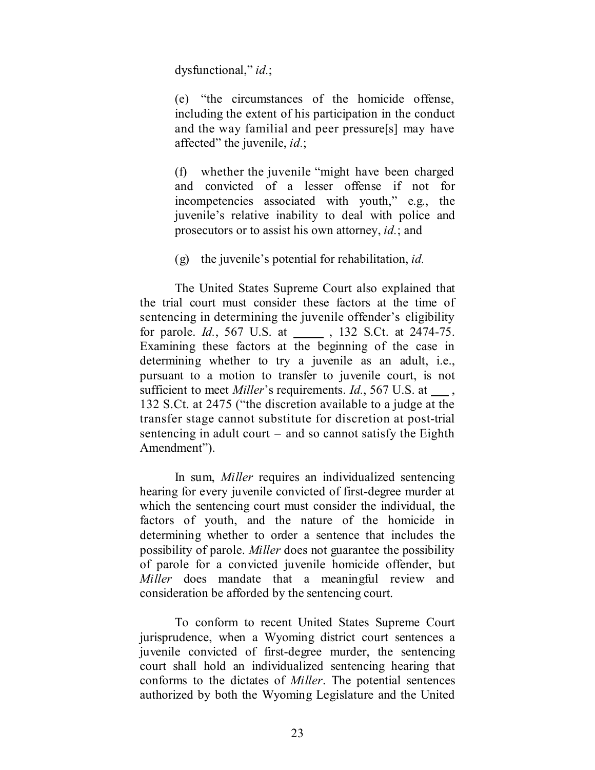dysfunctional," *id.*;

(e) "the circumstances of the homicide offense, including the extent of his participation in the conduct and the way familial and peer pressure[s] may have affected" the juvenile, *id.*;

(f) whether the juvenile "might have been charged and convicted of a lesser offense if not for incompetencies associated with youth," e.g., the juvenile's relative inability to deal with police and prosecutors or to assist his own attorney, *id.*; and

(g) the juvenile's potential for rehabilitation, *id.*

The United States Supreme Court also explained that the trial court must consider these factors at the time of sentencing in determining the juvenile offender's eligibility for parole. *Id.*, 567 U.S. at \_\_\_\_\_ , 132 S.Ct. at 2474-75. Examining these factors at the beginning of the case in determining whether to try a juvenile as an adult, i.e., pursuant to a motion to transfer to juvenile court, is not sufficient to meet *Miller*'s requirements. *Id.*, 567 U.S. at \_\_\_ , 132 S.Ct. at 2475 ("the discretion available to a judge at the transfer stage cannot substitute for discretion at post-trial sentencing in adult court – and so cannot satisfy the Eighth Amendment").

In sum, *Miller* requires an individualized sentencing hearing for every juvenile convicted of first-degree murder at which the sentencing court must consider the individual, the factors of youth, and the nature of the homicide in determining whether to order a sentence that includes the possibility of parole. *Miller* does not guarantee the possibility of parole for a convicted juvenile homicide offender, but *Miller* does mandate that a meaningful review and consideration be afforded by the sentencing court.

To conform to recent United States Supreme Court jurisprudence, when a Wyoming district court sentences a juvenile convicted of first-degree murder, the sentencing court shall hold an individualized sentencing hearing that conforms to the dictates of *Miller*. The potential sentences authorized by both the Wyoming Legislature and the United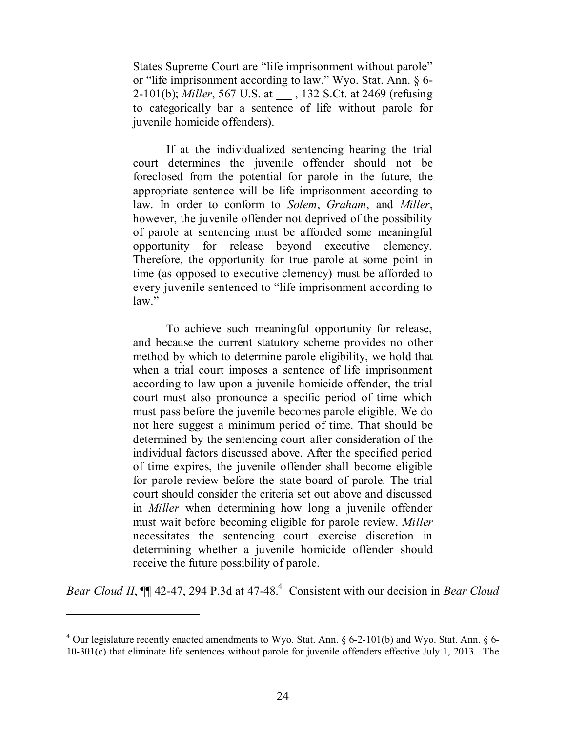States Supreme Court are "life imprisonment without parole" or "life imprisonment according to law." Wyo. Stat. Ann. § 6-2-101(b); *Miller*, 567 U.S. at \_\_\_ , 132 S.Ct. at 2469 (refusing to categorically bar a sentence of life without parole for juvenile homicide offenders).

> If at the individualized sentencing hearing the trial court determines the juvenile offender should not be foreclosed from the potential for parole in the future, the appropriate sentence will be life imprisonment according to law. In order to conform to *Solem*, *Graham*, and *Miller*, however, the juvenile offender not deprived of the possibility of parole at sentencing must be afforded some meaningful opportunity for release beyond executive clemency. Therefore, the opportunity for true parole at some point in time (as opposed to executive clemency) must be afforded to every juvenile sentenced to "life imprisonment according to law."
>
> To achieve such meaningful opportunity for release, and because the current statutory scheme provides no other method by which to determine parole eligibility, we hold that when a trial court imposes a sentence of life imprisonment according to law upon a juvenile homicide offender, the trial court must also pronounce a specific period of time which must pass before the juvenile becomes parole eligible. We do not here suggest a minimum period of time. That should be determined by the sentencing court after consideration of the individual factors discussed above. After the specified period of time expires, the juvenile offender shall become eligible for parole review before the state board of parole. The trial court should consider the criteria set out above and discussed in *Miller* when determining how long a juvenile offender must wait before becoming eligible for parole review. *Miller* necessitates the sentencing court exercise discretion in determining whether a juvenile homicide offender should receive the future possibility of parole.

*Bear Cloud II*, ¶¶ 42-47, 294 P.3d at 47-48.[4] Consistent with our decision in *Bear Cloud*

---

[4] Our legislature recently enacted amendments to Wyo. Stat. Ann. § 6-2-101(b) and Wyo. Stat. Ann. § 6-10-301(c) that eliminate life sentences without parole for juvenile offenders effective July 1, 2013. The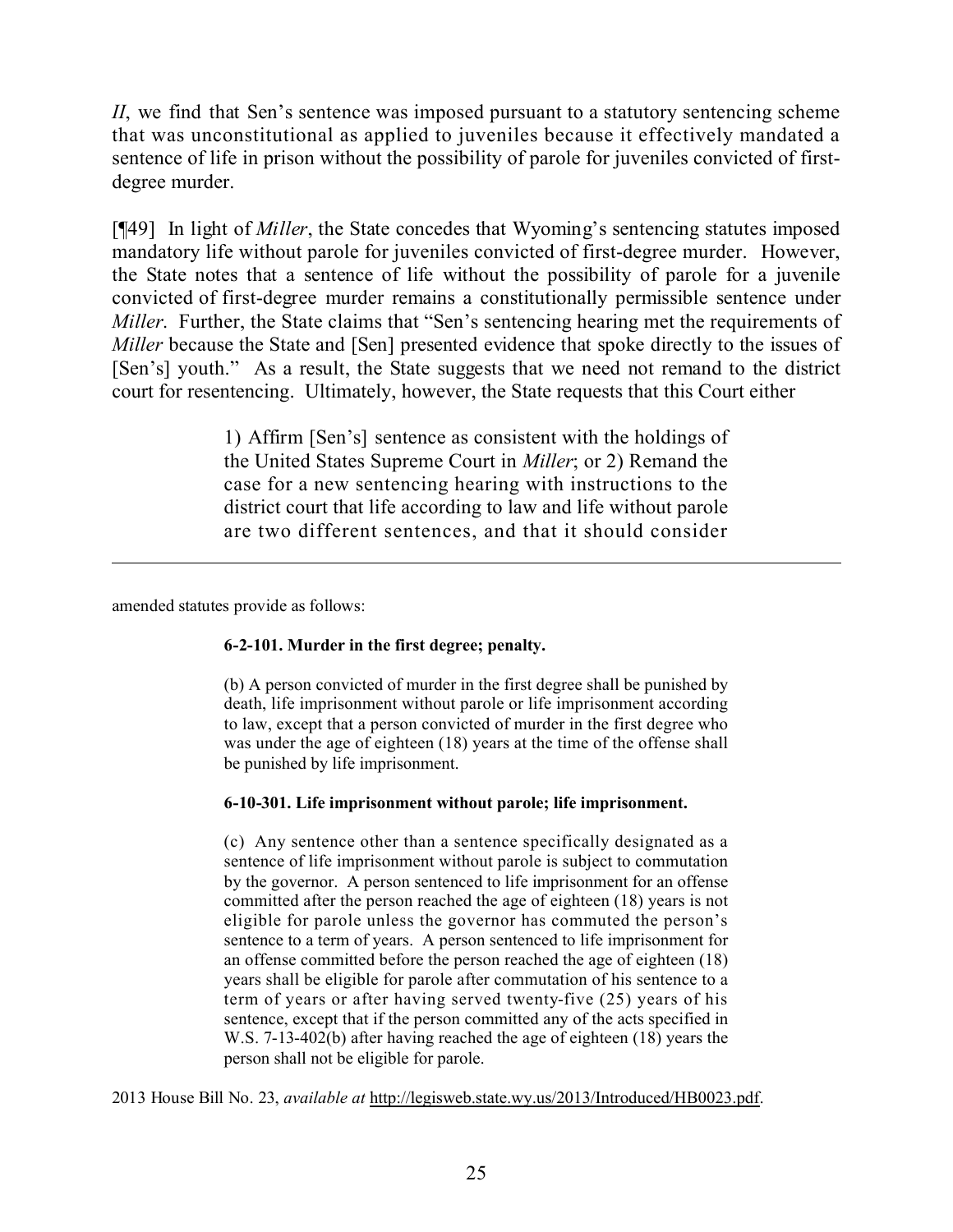*II*, we find that Sen's sentence was imposed pursuant to a statutory sentencing scheme that was unconstitutional as applied to juveniles because it effectively mandated a sentence of life in prison without the possibility of parole for juveniles convicted of first-degree murder.

[¶49] In light of *Miller*, the State concedes that Wyoming's sentencing statutes imposed mandatory life without parole for juveniles convicted of first-degree murder. However, the State notes that a sentence of life without the possibility of parole for a juvenile convicted of first-degree murder remains a constitutionally permissible sentence under *Miller*. Further, the State claims that "Sen's sentencing hearing met the requirements of *Miller* because the State and [Sen] presented evidence that spoke directly to the issues of [Sen's] youth." As a result, the State suggests that we need not remand to the district court for resentencing. Ultimately, however, the State requests that this Court either

> 1) Affirm [Sen's] sentence as consistent with the holdings of the United States Supreme Court in *Miller*; or 2) Remand the case for a new sentencing hearing with instructions to the district court that life according to law and life without parole are two different sentences, and that it should consider

---

amended statutes provide as follows:

> **6-2-101. Murder in the first degree; penalty.**
>
> (b) A person convicted of murder in the first degree shall be punished by death, life imprisonment without parole or life imprisonment according to law, except that a person convicted of murder in the first degree who was under the age of eighteen (18) years at the time of the offense shall be punished by life imprisonment.
>
> **6-10-301. Life imprisonment without parole; life imprisonment.**
>
> (c) Any sentence other than a sentence specifically designated as a sentence of life imprisonment without parole is subject to commutation by the governor. A person sentenced to life imprisonment for an offense committed after the person reached the age of eighteen (18) years is not eligible for parole unless the governor has commuted the person's sentence to a term of years. A person sentenced to life imprisonment for an offense committed before the person reached the age of eighteen (18) years shall be eligible for parole after commutation of his sentence to a term of years or after having served twenty-five (25) years of his sentence, except that if the person committed any of the acts specified in W.S. 7-13-402(b) after having reached the age of eighteen (18) years the person shall not be eligible for parole.

2013 House Bill No. 23, *available at* http://legisweb.state.wy.us/2013/Introduced/HB0023.pdf.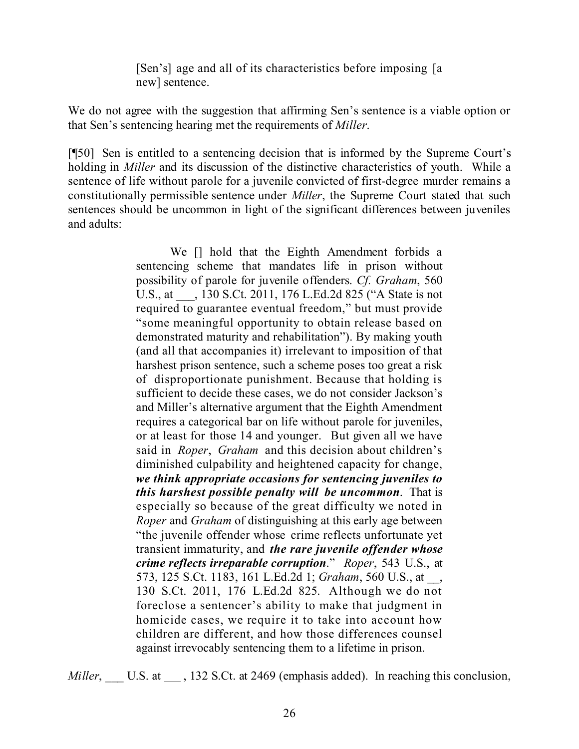> [Sen's] age and all of its characteristics before imposing [a new] sentence.

We do not agree with the suggestion that affirming Sen's sentence is a viable option or that Sen's sentencing hearing met the requirements of *Miller*.

[¶50] Sen is entitled to a sentencing decision that is informed by the Supreme Court's holding in *Miller* and its discussion of the distinctive characteristics of youth. While a sentence of life without parole for a juvenile convicted of first-degree murder remains a constitutionally permissible sentence under *Miller*, the Supreme Court stated that such sentences should be uncommon in light of the significant differences between juveniles and adults:

> We [] hold that the Eighth Amendment forbids a sentencing scheme that mandates life in prison without possibility of parole for juvenile offenders. *Cf. Graham*, 560 U.S., at ___, 130 S.Ct. 2011, 176 L.Ed.2d 825 ("A State is not required to guarantee eventual freedom," but must provide "some meaningful opportunity to obtain release based on demonstrated maturity and rehabilitation"). By making youth (and all that accompanies it) irrelevant to imposition of that harshest prison sentence, such a scheme poses too great a risk of disproportionate punishment. Because that holding is sufficient to decide these cases, we do not consider Jackson's and Miller's alternative argument that the Eighth Amendment requires a categorical bar on life without parole for juveniles, or at least for those 14 and younger. But given all we have said in *Roper*, *Graham* and this decision about children's diminished culpability and heightened capacity for change, ***we think appropriate occasions for sentencing juveniles to this harshest possible penalty will be uncommon***. That is especially so because of the great difficulty we noted in *Roper* and *Graham* of distinguishing at this early age between "the juvenile offender whose crime reflects unfortunate yet transient immaturity, and ***the rare juvenile offender whose crime reflects irreparable corruption***." *Roper*, 543 U.S., at 573, 125 S.Ct. 1183, 161 L.Ed.2d 1; *Graham*, 560 U.S., at __, 130 S.Ct. 2011, 176 L.Ed.2d 825. Although we do not foreclose a sentencer's ability to make that judgment in homicide cases, we require it to take into account how children are different, and how those differences counsel against irrevocably sentencing them to a lifetime in prison.

*Miller*, ___ U.S. at ___ , 132 S.Ct. at 2469 (emphasis added). In reaching this conclusion,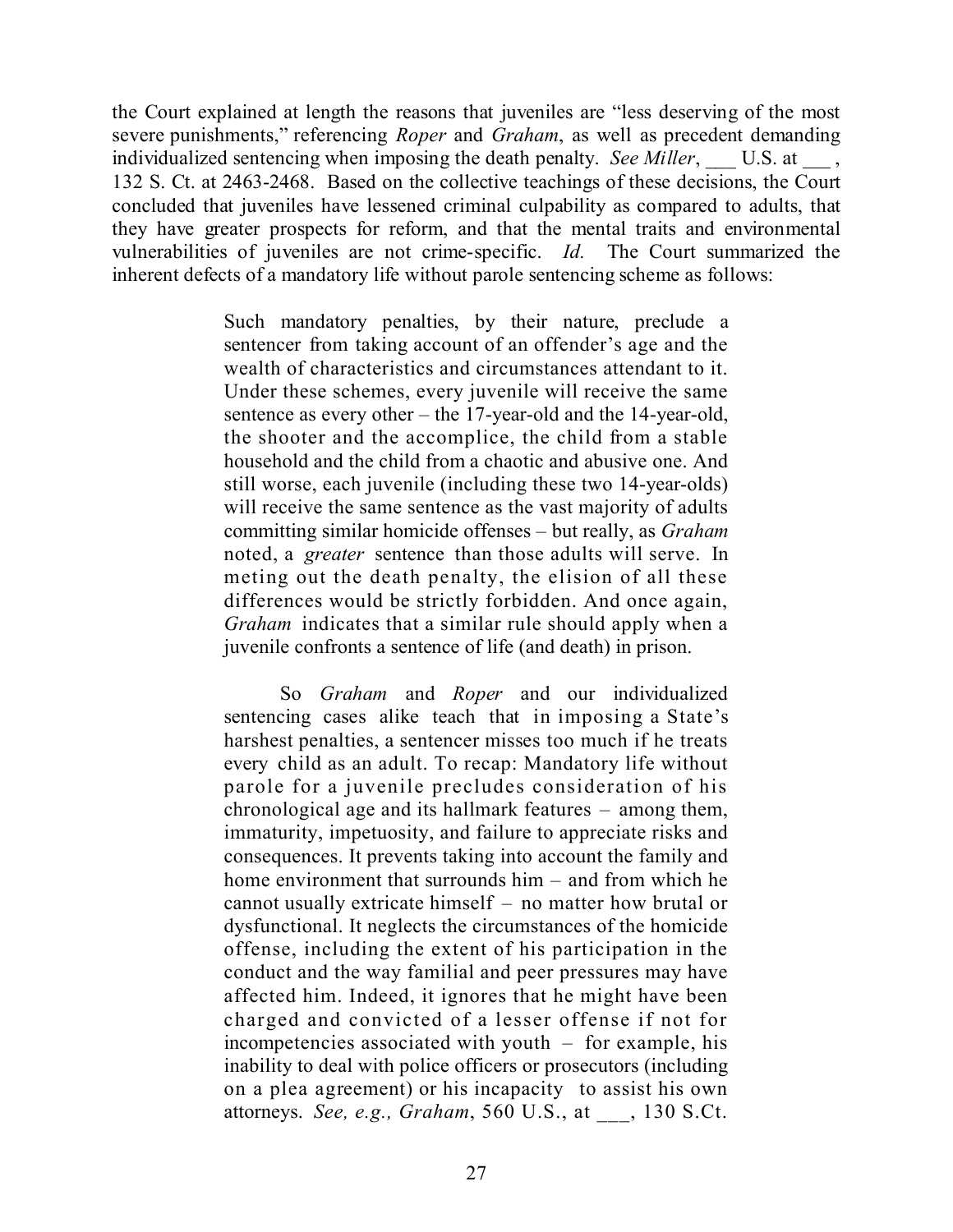the Court explained at length the reasons that juveniles are "less deserving of the most severe punishments," referencing *Roper* and *Graham*, as well as precedent demanding individualized sentencing when imposing the death penalty. *See Miller*, ___ U.S. at ___ , 132 S. Ct. at 2463-2468. Based on the collective teachings of these decisions, the Court concluded that juveniles have lessened criminal culpability as compared to adults, that they have greater prospects for reform, and that the mental traits and environmental vulnerabilities of juveniles are not crime-specific. *Id.* The Court summarized the inherent defects of a mandatory life without parole sentencing scheme as follows:

> Such mandatory penalties, by their nature, preclude a sentencer from taking account of an offender's age and the wealth of characteristics and circumstances attendant to it. Under these schemes, every juvenile will receive the same sentence as every other – the 17-year-old and the 14-year-old, the shooter and the accomplice, the child from a stable household and the child from a chaotic and abusive one. And still worse, each juvenile (including these two 14-year-olds) will receive the same sentence as the vast majority of adults committing similar homicide offenses – but really, as *Graham* noted, a *greater* sentence than those adults will serve. In meting out the death penalty, the elision of all these differences would be strictly forbidden. And once again, *Graham* indicates that a similar rule should apply when a juvenile confronts a sentence of life (and death) in prison.
>
> So *Graham* and *Roper* and our individualized sentencing cases alike teach that in imposing a State's harshest penalties, a sentencer misses too much if he treats every child as an adult. To recap: Mandatory life without parole for a juvenile precludes consideration of his chronological age and its hallmark features – among them, immaturity, impetuosity, and failure to appreciate risks and consequences. It prevents taking into account the family and home environment that surrounds him – and from which he cannot usually extricate himself – no matter how brutal or dysfunctional. It neglects the circumstances of the homicide offense, including the extent of his participation in the conduct and the way familial and peer pressures may have affected him. Indeed, it ignores that he might have been charged and convicted of a lesser offense if not for incompetencies associated with youth – for example, his inability to deal with police officers or prosecutors (including on a plea agreement) or his incapacity to assist his own attorneys. *See, e.g., Graham*, 560 U.S., at ___, 130 S.Ct.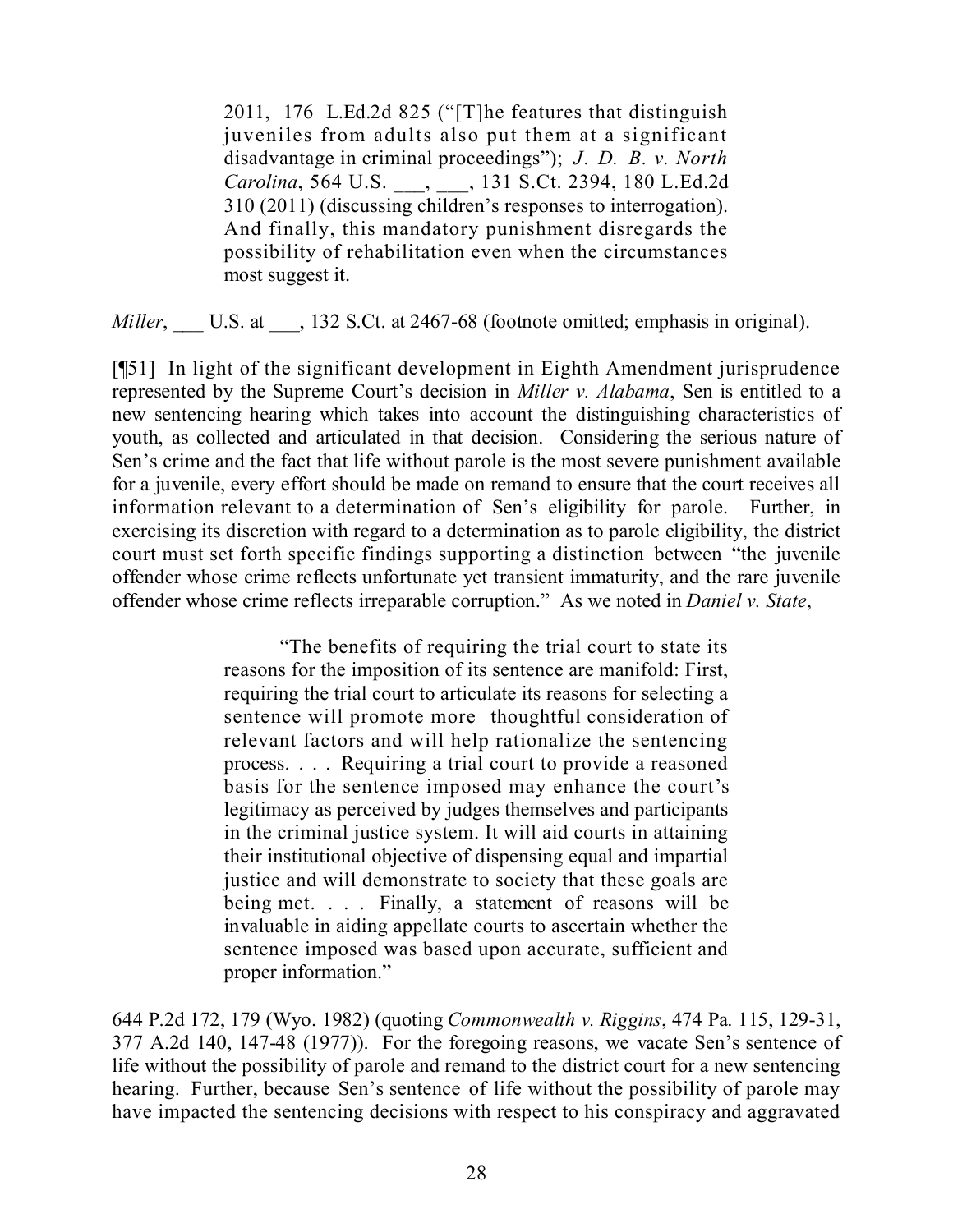> 2011, 176 L.Ed.2d 825 ("[T]he features that distinguish juveniles from adults also put them at a significant disadvantage in criminal proceedings"); *J. D. B. v. North Carolina*, 564 U.S. ___, ___, 131 S.Ct. 2394, 180 L.Ed.2d 310 (2011) (discussing children's responses to interrogation). And finally, this mandatory punishment disregards the possibility of rehabilitation even when the circumstances most suggest it.

*Miller*, ___ U.S. at ___, 132 S.Ct. at 2467-68 (footnote omitted; emphasis in original).

[¶51] In light of the significant development in Eighth Amendment jurisprudence represented by the Supreme Court's decision in *Miller v. Alabama*, Sen is entitled to a new sentencing hearing which takes into account the distinguishing characteristics of youth, as collected and articulated in that decision. Considering the serious nature of Sen's crime and the fact that life without parole is the most severe punishment available for a juvenile, every effort should be made on remand to ensure that the court receives all information relevant to a determination of Sen's eligibility for parole. Further, in exercising its discretion with regard to a determination as to parole eligibility, the district court must set forth specific findings supporting a distinction between "the juvenile offender whose crime reflects unfortunate yet transient immaturity, and the rare juvenile offender whose crime reflects irreparable corruption." As we noted in *Daniel v. State*,

> "The benefits of requiring the trial court to state its reasons for the imposition of its sentence are manifold: First, requiring the trial court to articulate its reasons for selecting a sentence will promote more thoughtful consideration of relevant factors and will help rationalize the sentencing process. . . . Requiring a trial court to provide a reasoned basis for the sentence imposed may enhance the court's legitimacy as perceived by judges themselves and participants in the criminal justice system. It will aid courts in attaining their institutional objective of dispensing equal and impartial justice and will demonstrate to society that these goals are being met. . . . Finally, a statement of reasons will be invaluable in aiding appellate courts to ascertain whether the sentence imposed was based upon accurate, sufficient and proper information."

644 P.2d 172, 179 (Wyo. 1982) (quoting *Commonwealth v. Riggins*, 474 Pa. 115, 129-31, 377 A.2d 140, 147-48 (1977)). For the foregoing reasons, we vacate Sen's sentence of life without the possibility of parole and remand to the district court for a new sentencing hearing. Further, because Sen's sentence of life without the possibility of parole may have impacted the sentencing decisions with respect to his conspiracy and aggravated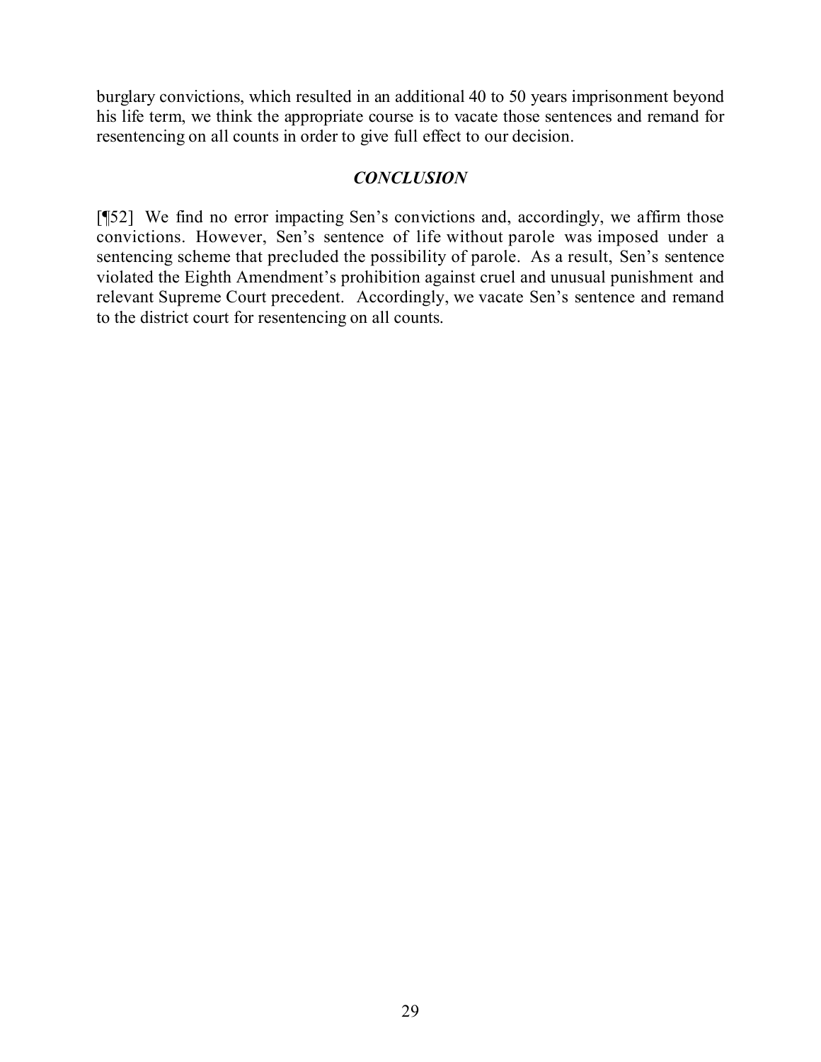burglary convictions, which resulted in an additional 40 to 50 years imprisonment beyond his life term, we think the appropriate course is to vacate those sentences and remand for resentencing on all counts in order to give full effect to our decision.

## *CONCLUSION*

[¶52] We find no error impacting Sen's convictions and, accordingly, we affirm those convictions. However, Sen's sentence of life without parole was imposed under a sentencing scheme that precluded the possibility of parole. As a result, Sen's sentence violated the Eighth Amendment's prohibition against cruel and unusual punishment and relevant Supreme Court precedent. Accordingly, we vacate Sen's sentence and remand to the district court for resentencing on all counts.